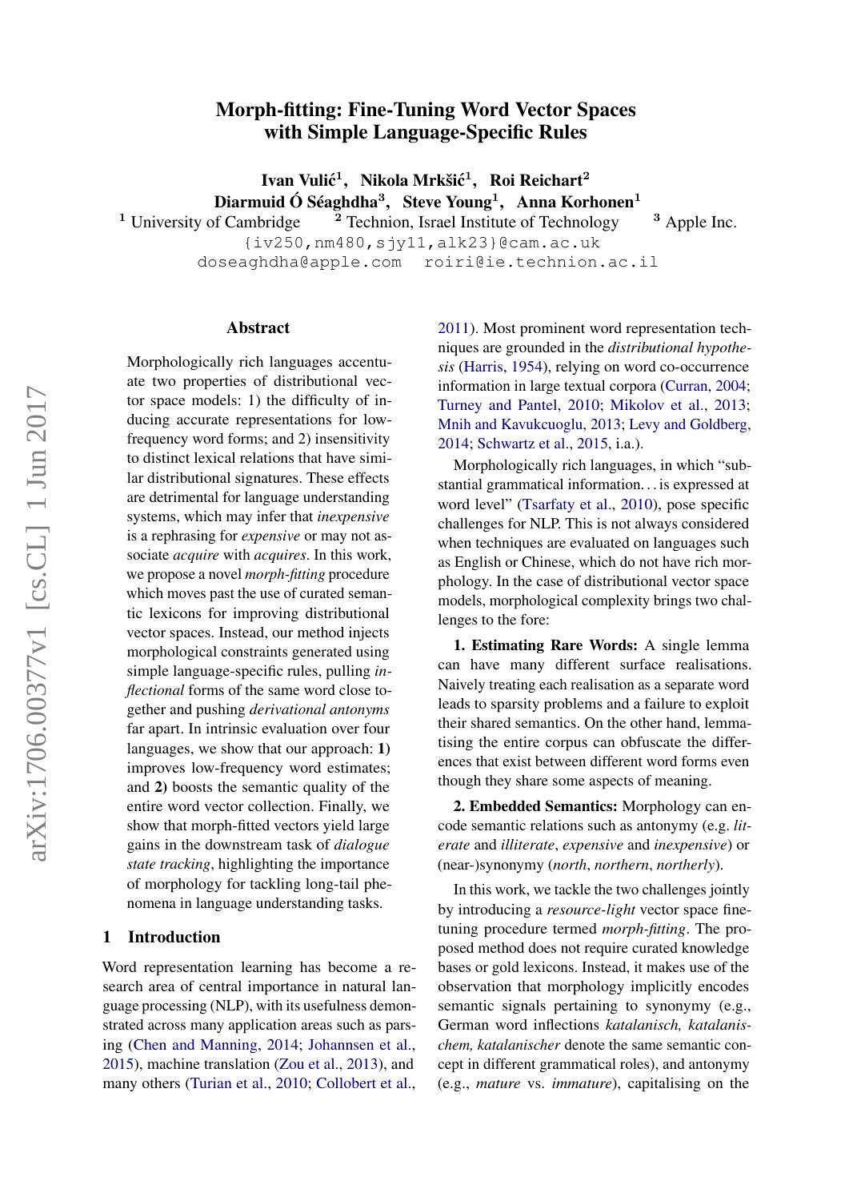# Morph-fitting: Fine-Tuning Word Vector Spaces with Simple Language-Specific Rules

**Ivan Vulić**[1], **Nikola Mrkšić**[1], **Roi Reichart**[2]
**Diarmuid Ó Séaghdha**[3], **Steve Young**[1], **Anna Korhonen**[1]

[1] University of Cambridge [2] Technion, Israel Institute of Technology [3] Apple Inc.

{iv250,nm480,sjy11,alk23}@cam.ac.uk
doseaghdha@apple.com roiri@ie.technion.ac.il

## Abstract

Morphologically rich languages accentuate two properties of distributional vector space models: 1) the difficulty of inducing accurate representations for low-frequency word forms; and 2) insensitivity to distinct lexical relations that have similar distributional signatures. These effects are detrimental for language understanding systems, which may infer that *inexpensive* is a rephrasing for *expensive* or may not associate *acquire* with *acquires*. In this work, we propose a novel *morph-fitting* procedure which moves past the use of curated semantic lexicons for improving distributional vector spaces. Instead, our method injects morphological constraints generated using simple language-specific rules, pulling *inflectional* forms of the same word close together and pushing *derivational antonyms* far apart. In intrinsic evaluation over four languages, we show that our approach: **1)** improves low-frequency word estimates; and **2)** boosts the semantic quality of the entire word vector collection. Finally, we show that morph-fitted vectors yield large gains in the downstream task of *dialogue state tracking*, highlighting the importance of morphology for tackling long-tail phenomena in language understanding tasks.

## 1 Introduction

Word representation learning has become a research area of central importance in natural language processing (NLP), with its usefulness demonstrated across many application areas such as parsing (Chen and Manning, 2014; Johannsen et al., 2015), machine translation (Zou et al., 2013), and many others (Turian et al., 2010; Collobert et al., 2011). Most prominent word representation techniques are grounded in the *distributional hypothesis* (Harris, 1954), relying on word co-occurrence information in large textual corpora (Curran, 2004; Turney and Pantel, 2010; Mikolov et al., 2013; Mnih and Kavukcuoglu, 2013; Levy and Goldberg, 2014; Schwartz et al., 2015, i.a.).

Morphologically rich languages, in which "substantial grammatical information. . . is expressed at word level" (Tsarfaty et al., 2010), pose specific challenges for NLP. This is not always considered when techniques are evaluated on languages such as English or Chinese, which do not have rich morphology. In the case of distributional vector space models, morphological complexity brings two challenges to the fore:

**1. Estimating Rare Words:** A single lemma can have many different surface realisations. Naively treating each realisation as a separate word leads to sparsity problems and a failure to exploit their shared semantics. On the other hand, lemmatising the entire corpus can obfuscate the differences that exist between different word forms even though they share some aspects of meaning.

**2. Embedded Semantics:** Morphology can encode semantic relations such as antonymy (e.g. *literate* and *illiterate*, *expensive* and *inexpensive*) or (near-)synonymy (*north*, *northern*, *northerly*).

In this work, we tackle the two challenges jointly by introducing a *resource-light* vector space fine-tuning procedure termed *morph-fitting*. The proposed method does not require curated knowledge bases or gold lexicons. Instead, it makes use of the observation that morphology implicitly encodes semantic signals pertaining to synonymy (e.g., German word inflections *katalanisch, katalanischem, katalanischer* denote the same semantic concept in different grammatical roles), and antonymy (e.g., *mature* vs. *immature*), capitalising on the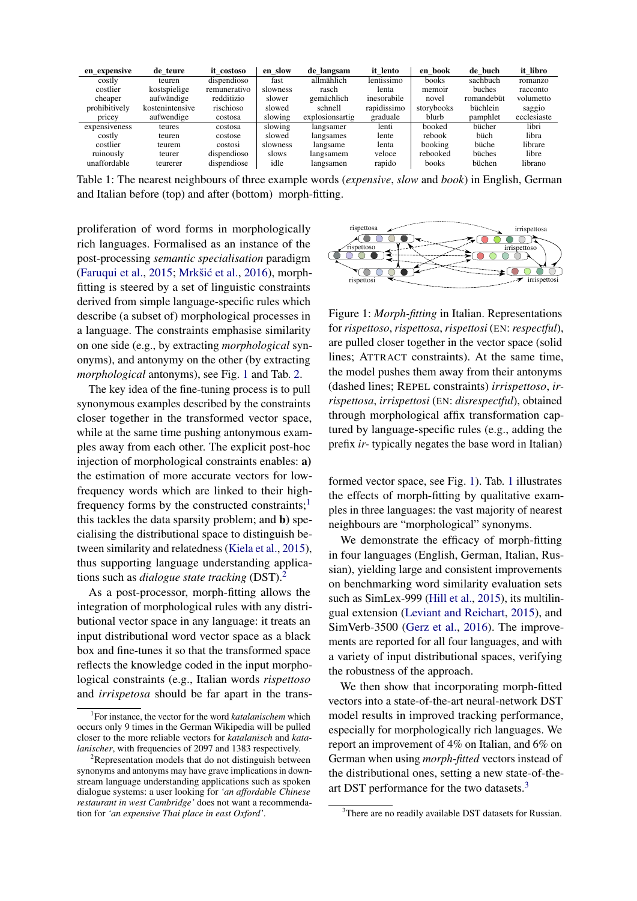| en_expensive | de_teure | it_costoso | en_slow | de_langsam | it_lento | en_book | de_buch | it_libro |
|---|---|---|---|---|---|---|---|---|
| costly | teuren | dispendioso | fast | allmählich | lentissimo | books | sachbuch | romanzo |
| costlier | kostspielige | remunerativo | slowness | rasch | lenta | memoir | buches | racconto |
| cheaper | aufwändige | redditizio | slower | gemächlich | inesorabile | novel | romandebüt | volumetto |
| prohibitively | kostenintensive | rischioso | slowed | schnell | rapidissimo | storybooks | büchlein | saggio |
| pricey | aufwendige | costosa | slowing | explosionsartig | graduale | blurb | pamphlet | ecclesiaste |
| expensiveness | teures | costosa | slowing | langsamer | lenti | booked | bücher | libri |
| costly | teuren | costose | slowed | langsames | lente | rebook | büch | libra |
| costlier | teurem | costosi | slowness | langsame | lenta | booking | büche | librare |
| ruinously | teurer | dispendioso | slows | langsamem | veloce | rebooked | büches | libre |
| unaffordable | teurerer | dispendiose | idle | langsamen | rapido | books | büchen | librano |

Table 1: The nearest neighbours of three example words (*expensive*, *slow* and *book*) in English, German and Italian before (top) and after (bottom) morph-fitting.

proliferation of word forms in morphologically rich languages. Formalised as an instance of the post-processing *semantic specialisation* paradigm (Faruqui et al., 2015; Mrkšić et al., 2016), morph-fitting is steered by a set of linguistic constraints derived from simple language-specific rules which describe (a subset of) morphological processes in a language. The constraints emphasise similarity on one side (e.g., by extracting *morphological* synonyms), and antonymy on the other (by extracting *morphological* antonyms), see Fig. 1 and Tab. 2.

The key idea of the fine-tuning process is to pull synonymous examples described by the constraints closer together in the transformed vector space, while at the same time pushing antonymous examples away from each other. The explicit post-hoc injection of morphological constraints enables: **a)** the estimation of more accurate vectors for low-frequency words which are linked to their high-frequency forms by the constructed constraints;[1] this tackles the data sparsity problem; and **b)** specialising the distributional space to distinguish between similarity and relatedness (Kiela et al., 2015), thus supporting language understanding applications such as *dialogue state tracking* (DST).[2]

As a post-processor, morph-fitting allows the integration of morphological rules with any distributional vector space in any language: it treats an input distributional word vector space as a black box and fine-tunes it so that the transformed space reflects the knowledge coded in the input morphological constraints (e.g., Italian words *rispettoso* and *irrispetosa* should be far apart in the transformed vector space, see Fig. 1). Tab. 1 illustrates the effects of morph-fitting by qualitative examples in three languages: the vast majority of nearest neighbours are "morphological" synonyms.

Figure 1: *Morph-fitting* in Italian. Representations for *rispettoso*, *rispettosa*, *rispettosi* (EN: *respectful*), are pulled closer together in the vector space (solid lines; ATTRACT constraints). At the same time, the model pushes them away from their antonyms (dashed lines; REPEL constraints) *irrispettoso*, *irrispettosa*, *irrispettosi* (EN: *disrespectful*), obtained through morphological affix transformation captured by language-specific rules (e.g., adding the prefix *ir-* typically negates the base word in Italian)

We demonstrate the efficacy of morph-fitting in four languages (English, German, Italian, Russian), yielding large and consistent improvements on benchmarking word similarity evaluation sets such as SimLex-999 (Hill et al., 2015), its multilingual extension (Leviant and Reichart, 2015), and SimVerb-3500 (Gerz et al., 2016). The improvements are reported for all four languages, and with a variety of input distributional spaces, verifying the robustness of the approach.

We then show that incorporating morph-fitted vectors into a state-of-the-art neural-network DST model results in improved tracking performance, especially for morphologically rich languages. We report an improvement of 4% on Italian, and 6% on German when using *morph-fitted* vectors instead of the distributional ones, setting a new state-of-the-art DST performance for the two datasets.[3]

[1] For instance, the vector for the word *katalanischem* which occurs only 9 times in the German Wikipedia will be pulled closer to the more reliable vectors for *katalanisch* and *katalanischer*, with frequencies of 2097 and 1383 respectively.

[2] Representation models that do not distinguish between synonyms and antonyms may have grave implications in downstream language understanding applications such as spoken dialogue systems: a user looking for *'an affordable Chinese restaurant in west Cambridge'* does not want a recommendation for *'an expensive Thai place in east Oxford'*.

[3] There are no readily available DST datasets for Russian.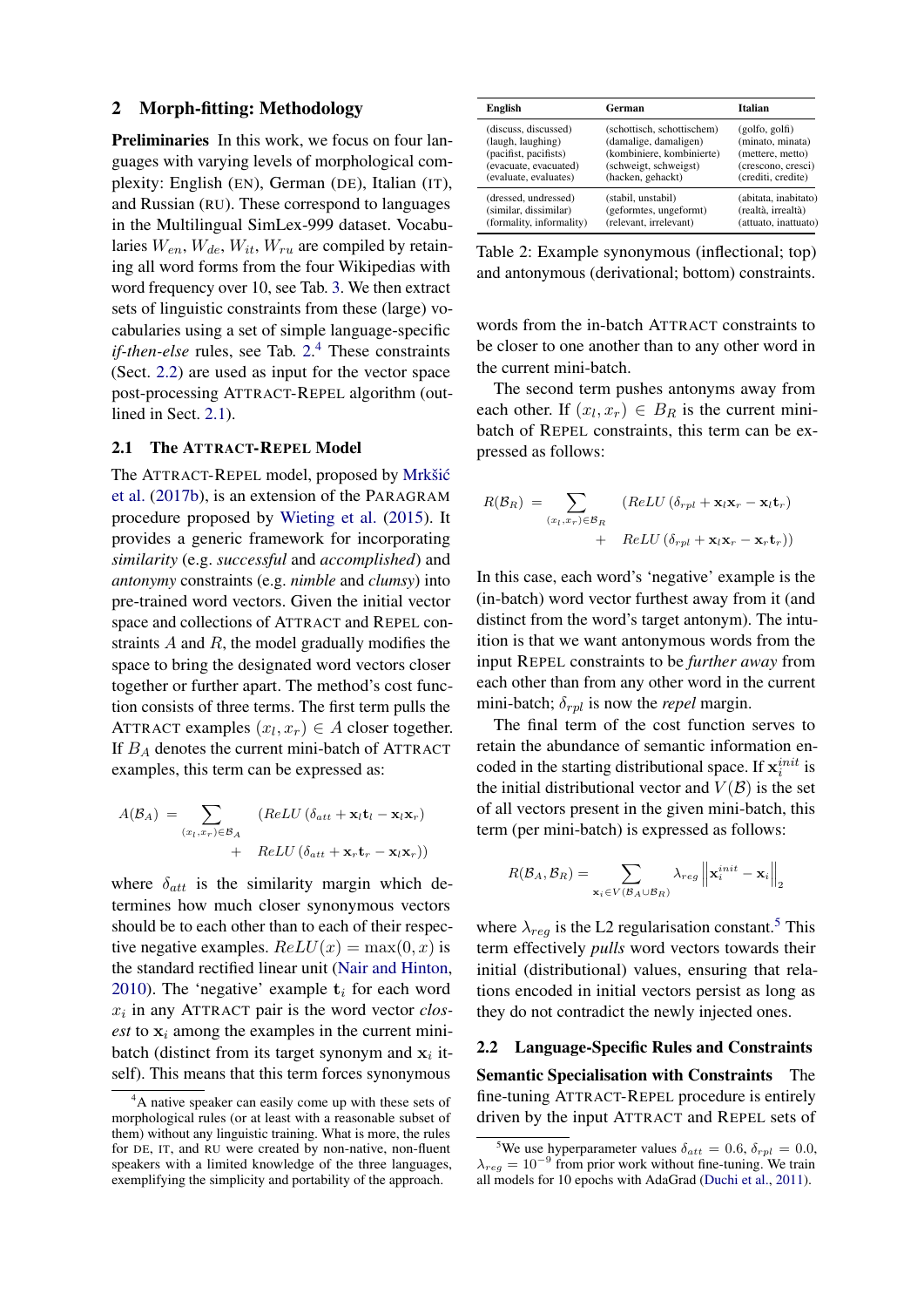## 2 Morph-fitting: Methodology

**Preliminaries** In this work, we focus on four languages with varying levels of morphological complexity: English (EN), German (DE), Italian (IT), and Russian (RU). These correspond to languages in the Multilingual SimLex-999 dataset. Vocabularies $W_{en}$, $W_{de}$, $W_{it}$, $W_{ru}$ are compiled by retaining all word forms from the four Wikipedias with word frequency over 10, see Tab. 3. We then extract sets of linguistic constraints from these (large) vocabularies using a set of simple language-specific *if-then-else* rules, see Tab. 2.[4] These constraints (Sect. 2.2) are used as input for the vector space post-processing ATTRACT-REPEL algorithm (outlined in Sect. 2.1).

### 2.1 The ATTRACT-REPEL Model

The ATTRACT-REPEL model, proposed by Mrkšić et al. (2017b), is an extension of the PARAGRAM procedure proposed by Wieting et al. (2015). It provides a generic framework for incorporating *similarity* (e.g. *successful* and *accomplished*) and *antonymy* constraints (e.g. *nimble* and *clumsy*) into pre-trained word vectors. Given the initial vector space and collections of ATTRACT and REPEL constraints $A$ and $R$, the model gradually modifies the space to bring the designated word vectors closer together or further apart. The method's cost function consists of three terms. The first term pulls the ATTRACT examples $(x_l, x_r) \in A$ closer together. If $B_A$ denotes the current mini-batch of ATTRACT examples, this term can be expressed as:

$$A(\mathcal{B}_A) = \sum_{(x_l,x_r)\in\mathcal{B}_A} (ReLU\left(\delta_{att} + \mathbf{x}_l\mathbf{t}_l - \mathbf{x}_l\mathbf{x}_r\right) + ReLU\left(\delta_{att} + \mathbf{x}_r\mathbf{t}_r - \mathbf{x}_l\mathbf{x}_r\right))$$

where $\delta_{att}$ is the similarity margin which determines how much closer synonymous vectors should be to each other than to each of their respective negative examples. $ReLU(x) = \max(0, x)$ is the standard rectified linear unit (Nair and Hinton, 2010). The 'negative' example $\mathbf{t}_i$ for each word $x_i$ in any ATTRACT pair is the word vector *closest* to $\mathbf{x}_i$ among the examples in the current mini-batch (distinct from its target synonym and $\mathbf{x}_i$ itself). This means that this term forces synonymous words from the in-batch ATTRACT constraints to be closer to one another than to any other word in the current mini-batch.

The second term pushes antonyms away from each other. If $(x_l, x_r) \in B_R$ is the current mini-batch of REPEL constraints, this term can be expressed as follows:

$$R(\mathcal{B}_R) = \sum_{(x_l,x_r)\in\mathcal{B}_R} (ReLU\left(\delta_{rpl} + \mathbf{x}_l\mathbf{x}_r - \mathbf{x}_l\mathbf{t}_r\right) + ReLU\left(\delta_{rpl} + \mathbf{x}_l\mathbf{x}_r - \mathbf{x}_r\mathbf{t}_r\right))$$

In this case, each word's 'negative' example is the (in-batch) word vector furthest away from it (and distinct from the word's target antonym). The intuition is that we want antonymous words from the input REPEL constraints to be *further away* from each other than from any other word in the current mini-batch; $\delta_{rpl}$ is now the *repel* margin.

The final term of the cost function serves to retain the abundance of semantic information encoded in the starting distributional space. If $\mathbf{x}_i^{init}$ is the initial distributional vector and $V(\mathcal{B})$ is the set of all vectors present in the given mini-batch, this term (per mini-batch) is expressed as follows:

$$R(\mathcal{B}_A, \mathcal{B}_R) = \sum_{\mathbf{x}_i \in V(\mathcal{B}_A \cup \mathcal{B}_R)} \lambda_{reg} \left\| \mathbf{x}_i^{init} - \mathbf{x}_i \right\|_2$$

where $\lambda_{reg}$ is the L2 regularisation constant.[5] This term effectively *pulls* word vectors towards their initial (distributional) values, ensuring that relations encoded in initial vectors persist as long as they do not contradict the newly injected ones.

| English | German | Italian |
|---|---|---|
| (discuss, discussed) | (schottisch, schottischem) | (golfo, golfi) |
| (laugh, laughing) | (damalige, damaligen) | (minato, minata) |
| (pacifist, pacifists) | (kombiniere, kombinierte) | (mettere, metto) |
| (evacuate, evacuated) | (schweigt, schweigst) | (crescono, cresci) |
| (evaluate, evaluates) | (hacken, gehackt) | (crediti, credite) |
| (dressed, undressed) | (stabil, unstabil) | (abitata, inabitato) |
| (similar, dissimilar) | (geformtes, ungeformt) | (realtà, irrealtà) |
| (formality, informality) | (relevant, irrelevant) | (attuato, inattuato) |

Table 2: Example synonymous (inflectional; top) and antonymous (derivational; bottom) constraints.

### 2.2 Language-Specific Rules and Constraints

**Semantic Specialisation with Constraints** The fine-tuning ATTRACT-REPEL procedure is entirely driven by the input ATTRACT and REPEL sets of

[4] A native speaker can easily come up with these sets of morphological rules (or at least with a reasonable subset of them) without any linguistic training. What is more, the rules for DE, IT, and RU were created by non-native, non-fluent speakers with a limited knowledge of the three languages, exemplifying the simplicity and portability of the approach.

[5] We use hyperparameter values $\delta_{att} = 0.6$, $\delta_{rpl} = 0.0$, $\lambda_{reg} = 10^{-9}$ from prior work without fine-tuning. We train all models for 10 epochs with AdaGrad (Duchi et al., 2011).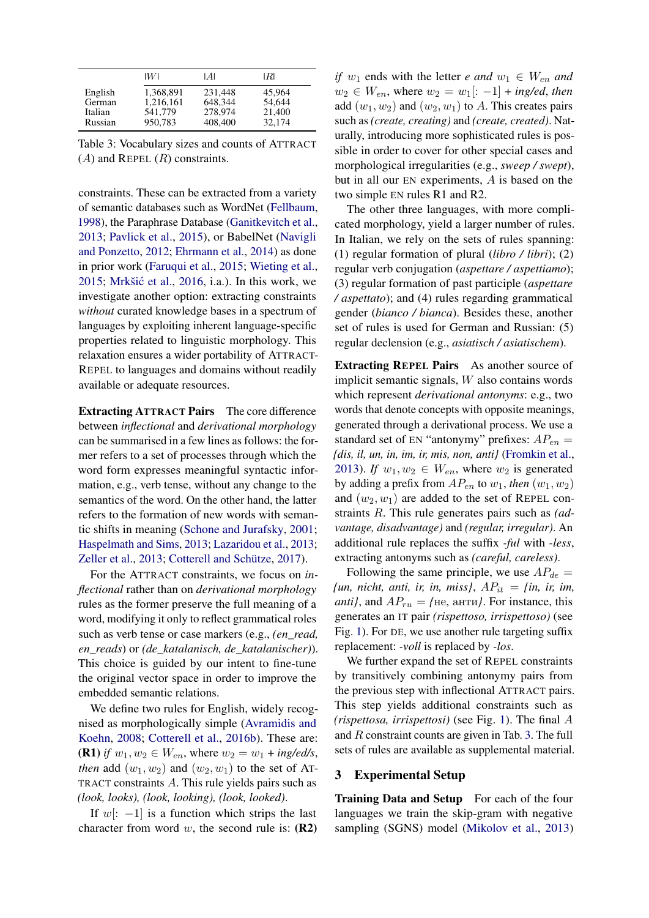|  | $\|W\|$ | $\|A\|$ | $\|R\|$ |
|---|---|---|---|
| English | 1,368,891 | 231,448 | 45,964 |
| German | 1,216,161 | 648,344 | 54,644 |
| Italian | 541,779 | 278,974 | 21,400 |
| Russian | 950,783 | 408,400 | 32,174 |

Table 3: Vocabulary sizes and counts of ATTRACT ($A$) and REPEL ($R$) constraints.

constraints. These can be extracted from a variety of semantic databases such as WordNet (Fellbaum, 1998), the Paraphrase Database (Ganitkevitch et al., 2013; Pavlick et al., 2015), or BabelNet (Navigli and Ponzetto, 2012; Ehrmann et al., 2014) as done in prior work (Faruqui et al., 2015; Wieting et al., 2015; Mrkšić et al., 2016, i.a.). In this work, we investigate another option: extracting constraints *without* curated knowledge bases in a spectrum of languages by exploiting inherent language-specific properties related to linguistic morphology. This relaxation ensures a wider portability of ATTRACT-REPEL to languages and domains without readily available or adequate resources.

**Extracting ATTRACT Pairs** The core difference between *inflectional* and *derivational morphology* can be summarised in a few lines as follows: the former refers to a set of processes through which the word form expresses meaningful syntactic information, e.g., verb tense, without any change to the semantics of the word. On the other hand, the latter refers to the formation of new words with semantic shifts in meaning (Schone and Jurafsky, 2001; Haspelmath and Sims, 2013; Lazaridou et al., 2013; Zeller et al., 2013; Cotterell and Schütze, 2017).

For the ATTRACT constraints, we focus on *inflectional* rather than on *derivational morphology* rules as the former preserve the full meaning of a word, modifying it only to reflect grammatical roles such as verb tense or case markers (e.g., *(en_read, en_reads)* or *(de_katalanisch, de_katalanischer)*). This choice is guided by our intent to fine-tune the original vector space in order to improve the embedded semantic relations.

We define two rules for English, widely recognised as morphologically simple (Avramidis and Koehn, 2008; Cotterell et al., 2016b). These are: **(R1)** *if* $w_1, w_2 \in W_{en}$, where $w_2 = w_1$ + *ing/ed/s*, *then* add $(w_1, w_2)$ and $(w_2, w_1)$ to the set of ATTRACT constraints $A$. This rule yields pairs such as *(look, looks), (look, looking), (look, looked)*.

If $w[: -1]$ is a function which strips the last character from word $w$, the second rule is: **(R2)** *if* $w_1$ ends with the letter *e and* $w_1 \in W_{en}$ *and* $w_2 \in W_{en}$, where $w_2 = w_1[: -1]$ + *ing/ed*, *then* add $(w_1, w_2)$ and $(w_2, w_1)$ to $A$. This creates pairs such as *(create, creating)* and *(create, created)*. Naturally, introducing more sophisticated rules is possible in order to cover for other special cases and morphological irregularities (e.g., *sweep / swept*), but in all our EN experiments, $A$ is based on the two simple EN rules R1 and R2.

The other three languages, with more complicated morphology, yield a larger number of rules. In Italian, we rely on the sets of rules spanning: (1) regular formation of plural (*libro / libri*); (2) regular verb conjugation (*aspettare / aspettiamo*); (3) regular formation of past participle (*aspettare / aspettato*); and (4) rules regarding grammatical gender (*bianco / bianca*). Besides these, another set of rules is used for German and Russian: (5) regular declension (e.g., *asiatisch / asiatischem*).

**Extracting REPEL Pairs** As another source of implicit semantic signals, $W$ also contains words which represent *derivational antonyms*: e.g., two words that denote concepts with opposite meanings, generated through a derivational process. We use a standard set of EN "antonymy" prefixes: $AP_{en}$ = *{dis, il, un, in, im, ir, mis, non, anti}* (Fromkin et al., 2013). *If* $w_1, w_2 \in W_{en}$, where $w_2$ is generated by adding a prefix from $AP_{en}$ to $w_1$, *then* $(w_1, w_2)$ and $(w_2, w_1)$ are added to the set of REPEL constraints $R$. This rule generates pairs such as *(advantage, disadvantage)* and *(regular, irregular)*. An additional rule replaces the suffix *-ful* with *-less*, extracting antonyms such as *(careful, careless)*.

Following the same principle, we use $AP_{de}$ = *{un, nicht, anti, ir, in, miss}*, $AP_{it}$ = *{in, ir, im, anti}*, and $AP_{ru}$ = *{не, анти}*. For instance, this generates an IT pair *(rispettoso, irrispettoso)* (see Fig. 1). For DE, we use another rule targeting suffix replacement: *-voll* is replaced by *-los*.

We further expand the set of REPEL constraints by transitively combining antonymy pairs from the previous step with inflectional ATTRACT pairs. This step yields additional constraints such as *(rispettosa, irrispettosi)* (see Fig. 1). The final $A$ and $R$ constraint counts are given in Tab. 3. The full sets of rules are available as supplemental material.

## 3 Experimental Setup

**Training Data and Setup** For each of the four languages we train the skip-gram with negative sampling (SGNS) model (Mikolov et al., 2013)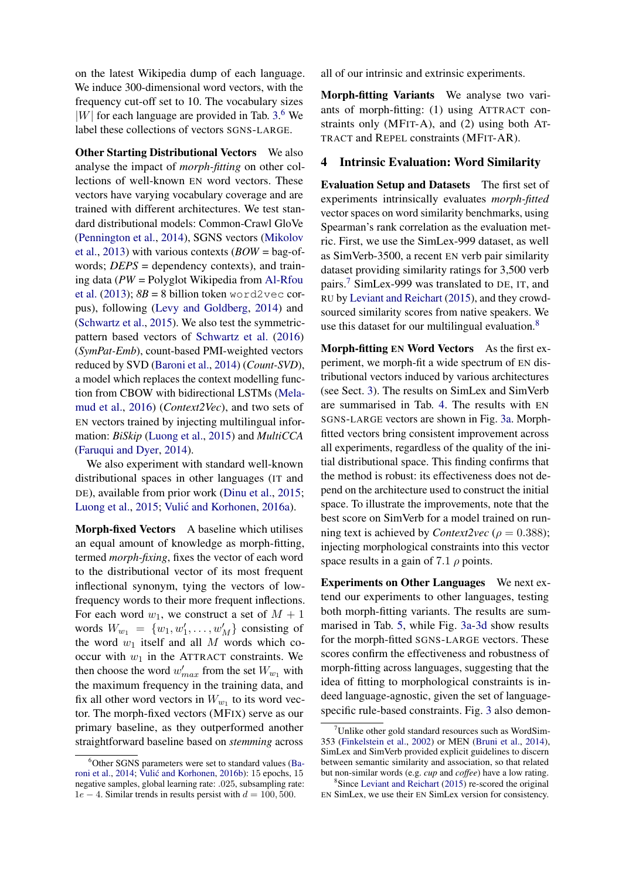on the latest Wikipedia dump of each language. We induce 300-dimensional word vectors, with the frequency cut-off set to 10. The vocabulary sizes $|W|$ for each language are provided in Tab. 3.[6] We label these collections of vectors SGNS-LARGE.

**Other Starting Distributional Vectors** We also analyse the impact of *morph-fitting* on other collections of well-known EN word vectors. These vectors have varying vocabulary coverage and are trained with different architectures. We test standard distributional models: Common-Crawl GloVe (Pennington et al., 2014), SGNS vectors (Mikolov et al., 2013) with various contexts (*BOW* = bag-of-words; *DEPS* = dependency contexts), and training data (*PW* = Polyglot Wikipedia from Al-Rfou et al. (2013); *8B* = 8 billion token `word2vec` corpus), following (Levy and Goldberg, 2014) and (Schwartz et al., 2015). We also test the symmetric-pattern based vectors of Schwartz et al. (2016) (*SymPat-Emb*), count-based PMI-weighted vectors reduced by SVD (Baroni et al., 2014) (*Count-SVD*), a model which replaces the context modelling function from CBOW with bidirectional LSTMs (Melamud et al., 2016) (*Context2Vec*), and two sets of EN vectors trained by injecting multilingual information: *BiSkip* (Luong et al., 2015) and *MultiCCA* (Faruqui and Dyer, 2014).

We also experiment with standard well-known distributional spaces in other languages (IT and DE), available from prior work (Dinu et al., 2015; Luong et al., 2015; Vulić and Korhonen, 2016a).

**Morph-fixed Vectors** A baseline which utilises an equal amount of knowledge as morph-fitting, termed *morph-fixing*, fixes the vector of each word to the distributional vector of its most frequent inflectional synonym, tying the vectors of low-frequency words to their more frequent inflections. For each word $w_1$, we construct a set of $M+1$ words $W_{w_1} = \{w_1, w_1', \ldots, w_M'\}$ consisting of the word $w_1$ itself and all $M$ words which co-occur with $w_1$ in the ATTRACT constraints. We then choose the word $w_{max}'$ from the set $W_{w_1}$ with the maximum frequency in the training data, and fix all other word vectors in $W_{w_1}$ to its word vector. The morph-fixed vectors (MFIX) serve as our primary baseline, as they outperformed another straightforward baseline based on *stemming* across all of our intrinsic and extrinsic experiments.

**Morph-fitting Variants** We analyse two variants of morph-fitting: (1) using ATTRACT constraints only (MFIT-A), and (2) using both ATTRACT and REPEL constraints (MFIT-AR).

## 4 Intrinsic Evaluation: Word Similarity

**Evaluation Setup and Datasets** The first set of experiments intrinsically evaluates *morph-fitted* vector spaces on word similarity benchmarks, using Spearman's rank correlation as the evaluation metric. First, we use the SimLex-999 dataset, as well as SimVerb-3500, a recent EN verb pair similarity dataset providing similarity ratings for 3,500 verb pairs.[7] SimLex-999 was translated to DE, IT, and RU by Leviant and Reichart (2015), and they crowd-sourced similarity scores from native speakers. We use this dataset for our multilingual evaluation.[8]

**Morph-fitting EN Word Vectors** As the first experiment, we morph-fit a wide spectrum of EN distributional vectors induced by various architectures (see Sect. 3). The results on SimLex and SimVerb are summarised in Tab. 4. The results with EN SGNS-LARGE vectors are shown in Fig. 3a. Morph-fitted vectors bring consistent improvement across all experiments, regardless of the quality of the initial distributional space. This finding confirms that the method is robust: its effectiveness does not depend on the architecture used to construct the initial space. To illustrate the improvements, note that the best score on SimVerb for a model trained on running text is achieved by *Context2vec* ($\rho = 0.388$); injecting morphological constraints into this vector space results in a gain of 7.1 $\rho$ points.

**Experiments on Other Languages** We next extend our experiments to other languages, testing both morph-fitting variants. The results are summarised in Tab. 5, while Fig. 3a-3d show results for the morph-fitted SGNS-LARGE vectors. These scores confirm the effectiveness and robustness of morph-fitting across languages, suggesting that the idea of fitting to morphological constraints is indeed language-agnostic, given the set of language-specific rule-based constraints. Fig. 3 also demon-

---

[6] Other SGNS parameters were set to standard values (Baroni et al., 2014; Vulić and Korhonen, 2016b): 15 epochs, 15 negative samples, global learning rate: .025, subsampling rate: $1e-4$. Similar trends in results persist with $d = 100, 500$.

[7] Unlike other gold standard resources such as WordSim-353 (Finkelstein et al., 2002) or MEN (Bruni et al., 2014), SimLex and SimVerb provided explicit guidelines to discern between semantic similarity and association, so that related but non-similar words (e.g. *cup* and *coffee*) have a low rating.

[8] Since Leviant and Reichart (2015) re-scored the original EN SimLex, we use their EN SimLex version for consistency.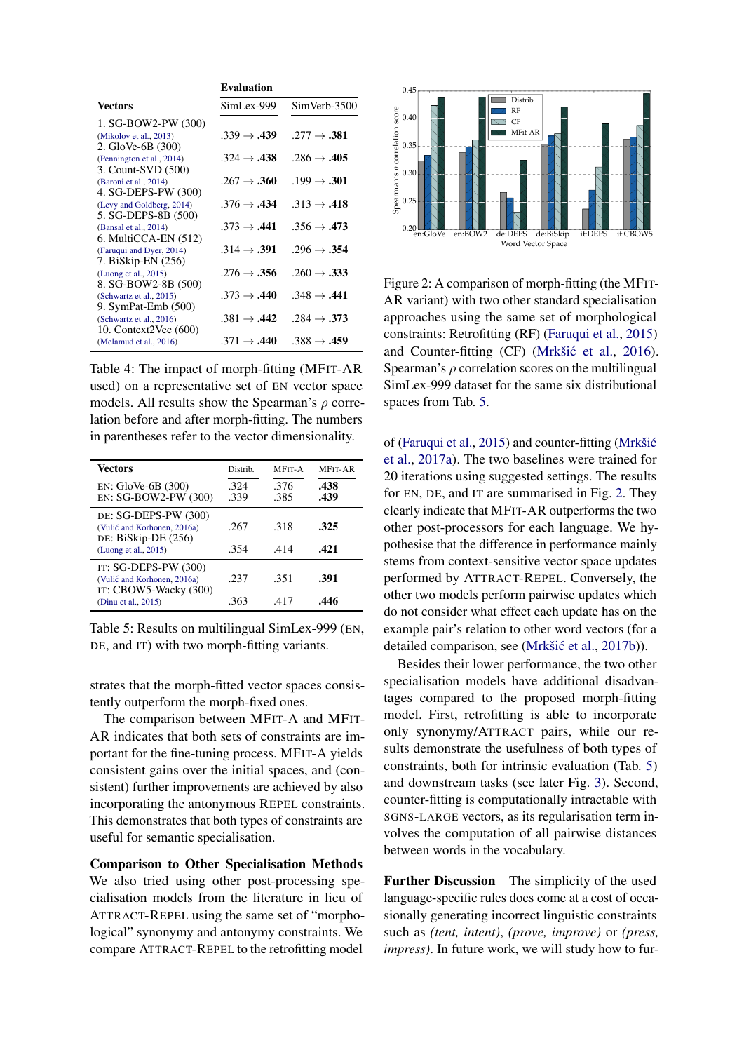| Vectors | Evaluation SimLex-999 | SimVerb-3500 |
|---|---|---|
| 1. SG-BOW2-PW (300) (Mikolov et al., 2013) | .339 → **.439** | .277 → **.381** |
| 2. GloVe-6B (300) (Pennington et al., 2014) | .324 → **.438** | .286 → **.405** |
| 3. Count-SVD (500) (Baroni et al., 2014) | .267 → **.360** | .199 → **.301** |
| 4. SG-DEPS-PW (300) (Levy and Goldberg, 2014) | .376 → **.434** | .313 → **.418** |
| 5. SG-DEPS-8B (500) (Bansal et al., 2014) | .373 → **.441** | .356 → **.473** |
| 6. MultiCCA-EN (512) (Faruqui and Dyer, 2014) | .314 → **.391** | .296 → **.354** |
| 7. BiSkip-EN (256) (Luong et al., 2015) | .276 → **.356** | .260 → **.333** |
| 8. SG-BOW2-8B (500) (Schwartz et al., 2015) | .373 → **.440** | .348 → **.441** |
| 9. SymPat-Emb (500) (Schwartz et al., 2016) | .381 → **.442** | .284 → **.373** |
| 10. Context2Vec (600) (Melamud et al., 2016) | .371 → **.440** | .388 → **.459** |

Table 4: The impact of morph-fitting (MFIT-AR used) on a representative set of EN vector space models. All results show the Spearman's $\rho$ correlation before and after morph-fitting. The numbers in parentheses refer to the vector dimensionality.

| Vectors | Distrib. | MFIT-A | MFIT-AR |
|---|---|---|---|
| EN: GloVe-6B (300) | .324 | .376 | **.438** |
| EN: SG-BOW2-PW (300) | .339 | .385 | **.439** |
| DE: SG-DEPS-PW (300) (Vulić and Korhonen, 2016a) | .267 | .318 | **.325** |
| DE: BiSkip-DE (256) (Luong et al., 2015) | .354 | .414 | **.421** |
| IT: SG-DEPS-PW (300) (Vulić and Korhonen, 2016a) | .237 | .351 | **.391** |
| IT: CBOW5-Wacky (300) (Dinu et al., 2015) | .363 | .417 | **.446** |

Table 5: Results on multilingual SimLex-999 (EN, DE, and IT) with two morph-fitting variants.

strates that the morph-fitted vector spaces consistently outperform the morph-fixed ones.

The comparison between MFIT-A and MFIT-AR indicates that both sets of constraints are important for the fine-tuning process. MFIT-A yields consistent gains over the initial spaces, and (consistent) further improvements are achieved by also incorporating the antonymous REPEL constraints. This demonstrates that both types of constraints are useful for semantic specialisation.

**Comparison to Other Specialisation Methods** We also tried using other post-processing specialisation models from the literature in lieu of ATTRACT-REPEL using the same set of "morphological" synonymy and antonymy constraints. We compare ATTRACT-REPEL to the retrofitting model

Figure 2: A comparison of morph-fitting (the MFIT-AR variant) with two other standard specialisation approaches using the same set of morphological constraints: Retrofitting (RF) (Faruqui et al., 2015) and Counter-fitting (CF) (Mrkšić et al., 2016). Spearman's $\rho$ correlation scores on the multilingual SimLex-999 dataset for the same six distributional spaces from Tab. 5.

of (Faruqui et al., 2015) and counter-fitting (Mrkšić et al., 2017a). The two baselines were trained for 20 iterations using suggested settings. The results for EN, DE, and IT are summarised in Fig. 2. They clearly indicate that MFIT-AR outperforms the two other post-processors for each language. We hypothesise that the difference in performance mainly stems from context-sensitive vector space updates performed by ATTRACT-REPEL. Conversely, the other two models perform pairwise updates which do not consider what effect each update has on the example pair's relation to other word vectors (for a detailed comparison, see (Mrkšić et al., 2017b)).

Besides their lower performance, the two other specialisation models have additional disadvantages compared to the proposed morph-fitting model. First, retrofitting is able to incorporate only synonymy/ATTRACT pairs, while our results demonstrate the usefulness of both types of constraints, both for intrinsic evaluation (Tab. 5) and downstream tasks (see later Fig. 3). Second, counter-fitting is computationally intractable with SGNS-LARGE vectors, as its regularisation term involves the computation of all pairwise distances between words in the vocabulary.

**Further Discussion** The simplicity of the used language-specific rules does come at a cost of occasionally generating incorrect linguistic constraints such as *(tent, intent)*, *(prove, improve)* or *(press, impress)*. In future work, we will study how to fur-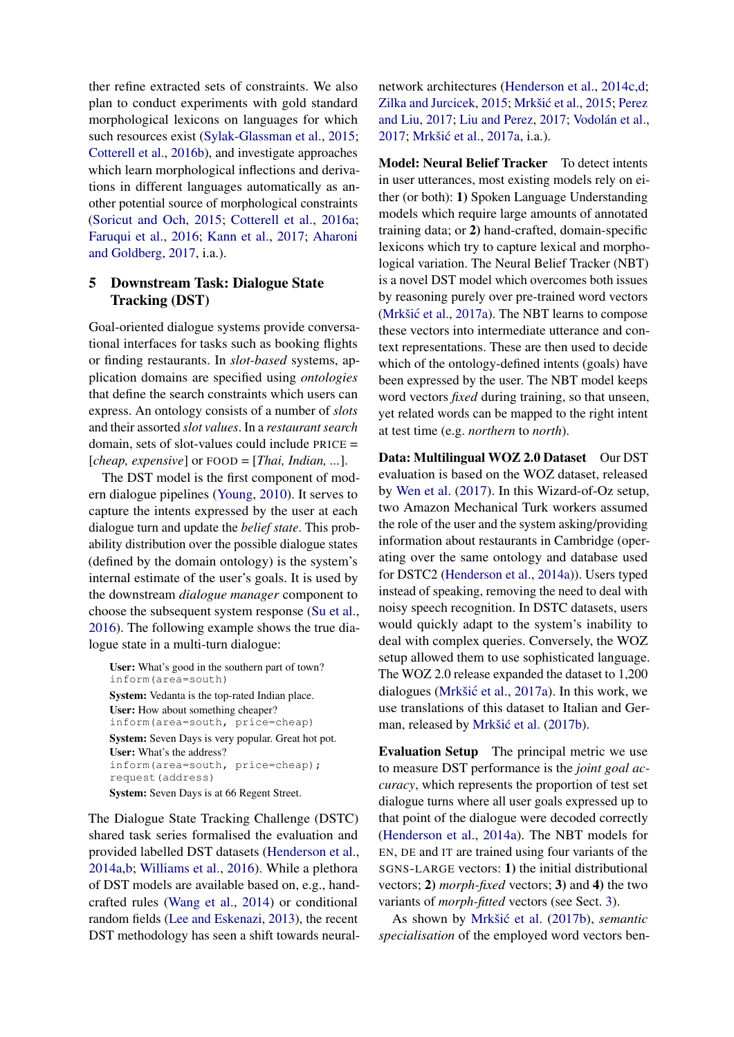ther refine extracted sets of constraints. We also plan to conduct experiments with gold standard morphological lexicons on languages for which such resources exist (Sylak-Glassman et al., 2015; Cotterell et al., 2016b), and investigate approaches which learn morphological inflections and derivations in different languages automatically as another potential source of morphological constraints (Soricut and Och, 2015; Cotterell et al., 2016a; Faruqui et al., 2016; Kann et al., 2017; Aharoni and Goldberg, 2017, i.a.).

## 5 Downstream Task: Dialogue State Tracking (DST)

Goal-oriented dialogue systems provide conversational interfaces for tasks such as booking flights or finding restaurants. In *slot-based* systems, application domains are specified using *ontologies* that define the search constraints which users can express. An ontology consists of a number of *slots* and their assorted *slot values*. In a *restaurant search* domain, sets of slot-values could include PRICE = [*cheap, expensive*] or FOOD = [*Thai, Indian, ...*].

The DST model is the first component of modern dialogue pipelines (Young, 2010). It serves to capture the intents expressed by the user at each dialogue turn and update the *belief state*. This probability distribution over the possible dialogue states (defined by the domain ontology) is the system's internal estimate of the user's goals. It is used by the downstream *dialogue manager* component to choose the subsequent system response (Su et al., 2016). The following example shows the true dialogue state in a multi-turn dialogue:

**User:** What's good in the southern part of town?
`inform(area=south)`
**System:** Vedanta is the top-rated Indian place.
**User:** How about something cheaper?
`inform(area=south, price=cheap)`
**System:** Seven Days is very popular. Great hot pot.
**User:** What's the address?
`inform(area=south, price=cheap);`
`request(address)`
**System:** Seven Days is at 66 Regent Street.

The Dialogue State Tracking Challenge (DSTC) shared task series formalised the evaluation and provided labelled DST datasets (Henderson et al., 2014a,b; Williams et al., 2016). While a plethora of DST models are available based on, e.g., handcrafted rules (Wang et al., 2014) or conditional random fields (Lee and Eskenazi, 2013), the recent DST methodology has seen a shift towards neural-network architectures (Henderson et al., 2014c,d; Zilka and Jurcicek, 2015; Mrkšić et al., 2015; Perez and Liu, 2017; Liu and Perez, 2017; Vodolán et al., 2017; Mrkšić et al., 2017a, i.a.).

**Model: Neural Belief Tracker** To detect intents in user utterances, most existing models rely on either (or both): **1)** Spoken Language Understanding models which require large amounts of annotated training data; or **2)** hand-crafted, domain-specific lexicons which try to capture lexical and morphological variation. The Neural Belief Tracker (NBT) is a novel DST model which overcomes both issues by reasoning purely over pre-trained word vectors (Mrkšić et al., 2017a). The NBT learns to compose these vectors into intermediate utterance and context representations. These are then used to decide which of the ontology-defined intents (goals) have been expressed by the user. The NBT model keeps word vectors *fixed* during training, so that unseen, yet related words can be mapped to the right intent at test time (e.g. *northern* to *north*).

**Data: Multilingual WOZ 2.0 Dataset** Our DST evaluation is based on the WOZ dataset, released by Wen et al. (2017). In this Wizard-of-Oz setup, two Amazon Mechanical Turk workers assumed the role of the user and the system asking/providing information about restaurants in Cambridge (operating over the same ontology and database used for DSTC2 (Henderson et al., 2014a)). Users typed instead of speaking, removing the need to deal with noisy speech recognition. In DSTC datasets, users would quickly adapt to the system's inability to deal with complex queries. Conversely, the WOZ setup allowed them to use sophisticated language. The WOZ 2.0 release expanded the dataset to 1,200 dialogues (Mrkšić et al., 2017a). In this work, we use translations of this dataset to Italian and German, released by Mrkšić et al. (2017b).

**Evaluation Setup** The principal metric we use to measure DST performance is the *joint goal accuracy*, which represents the proportion of test set dialogue turns where all user goals expressed up to that point of the dialogue were decoded correctly (Henderson et al., 2014a). The NBT models for EN, DE and IT are trained using four variants of the SGNS-LARGE vectors: **1)** the initial distributional vectors; **2)** *morph-fixed* vectors; **3)** and **4)** the two variants of *morph-fitted* vectors (see Sect. 3).

As shown by Mrkšić et al. (2017b), *semantic specialisation* of the employed word vectors ben-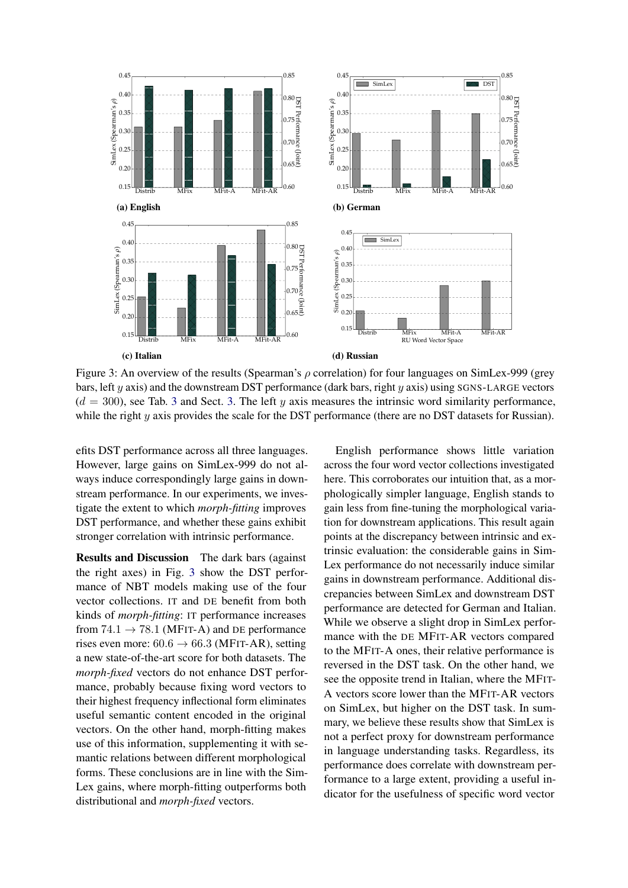(a) English

(b) German

(c) Italian

(d) Russian

Figure 3: An overview of the results (Spearman's $\rho$ correlation) for four languages on SimLex-999 (grey bars, left $y$ axis) and the downstream DST performance (dark bars, right $y$ axis) using SGNS-LARGE vectors ($d = 300$), see Tab. 3 and Sect. 3. The left $y$ axis measures the intrinsic word similarity performance, while the right $y$ axis provides the scale for the DST performance (there are no DST datasets for Russian).

efits DST performance across all three languages. However, large gains on SimLex-999 do not always induce correspondingly large gains in downstream performance. In our experiments, we investigate the extent to which *morph-fitting* improves DST performance, and whether these gains exhibit stronger correlation with intrinsic performance.

**Results and Discussion** The dark bars (against the right axes) in Fig. 3 show the DST performance of NBT models making use of the four vector collections. IT and DE benefit from both kinds of *morph-fitting*: IT performance increases from $74.1 \rightarrow 78.1$ (MFIT-A) and DE performance rises even more: $60.6 \rightarrow 66.3$ (MFIT-AR), setting a new state-of-the-art score for both datasets. The *morph-fixed* vectors do not enhance DST performance, probably because fixing word vectors to their highest frequency inflectional form eliminates useful semantic content encoded in the original vectors. On the other hand, morph-fitting makes use of this information, supplementing it with semantic relations between different morphological forms. These conclusions are in line with the SimLex gains, where morph-fitting outperforms both distributional and *morph-fixed* vectors.

English performance shows little variation across the four word vector collections investigated here. This corroborates our intuition that, as a morphologically simpler language, English stands to gain less from fine-tuning the morphological variation for downstream applications. This result again points at the discrepancy between intrinsic and extrinsic evaluation: the considerable gains in SimLex performance do not necessarily induce similar gains in downstream performance. Additional discrepancies between SimLex and downstream DST performance are detected for German and Italian. While we observe a slight drop in SimLex performance with the DE MFIT-AR vectors compared to the MFIT-A ones, their relative performance is reversed in the DST task. On the other hand, we see the opposite trend in Italian, where the MFIT-A vectors score lower than the MFIT-AR vectors on SimLex, but higher on the DST task. In summary, we believe these results show that SimLex is not a perfect proxy for downstream performance in language understanding tasks. Regardless, its performance does correlate with downstream performance to a large extent, providing a useful indicator for the usefulness of specific word vector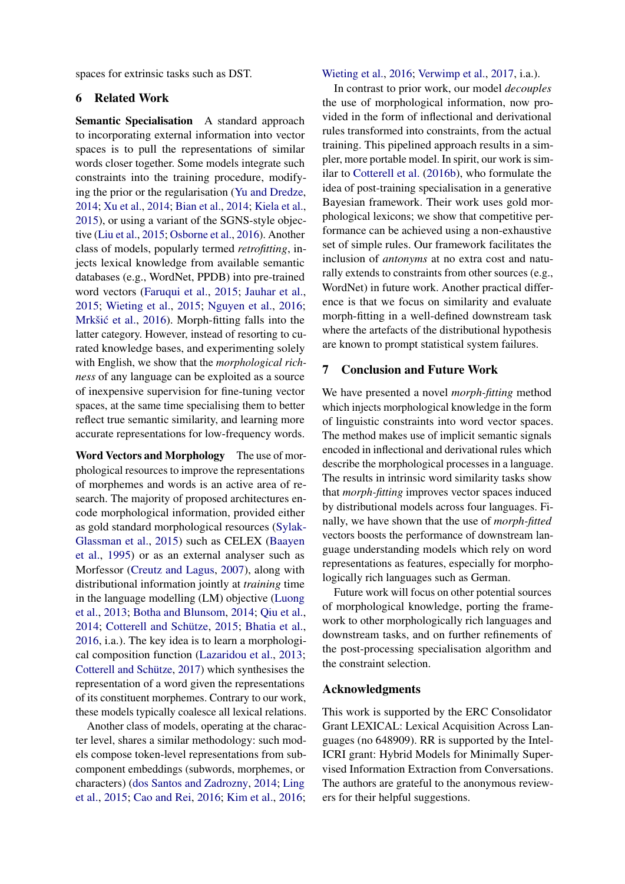spaces for extrinsic tasks such as DST.

## 6 Related Work

**Semantic Specialisation** A standard approach to incorporating external information into vector spaces is to pull the representations of similar words closer together. Some models integrate such constraints into the training procedure, modifying the prior or the regularisation (Yu and Dredze, 2014; Xu et al., 2014; Bian et al., 2014; Kiela et al., 2015), or using a variant of the SGNS-style objective (Liu et al., 2015; Osborne et al., 2016). Another class of models, popularly termed *retrofitting*, injects lexical knowledge from available semantic databases (e.g., WordNet, PPDB) into pre-trained word vectors (Faruqui et al., 2015; Jauhar et al., 2015; Wieting et al., 2015; Nguyen et al., 2016; Mrkšić et al., 2016). Morph-fitting falls into the latter category. However, instead of resorting to curated knowledge bases, and experimenting solely with English, we show that the *morphological richness* of any language can be exploited as a source of inexpensive supervision for fine-tuning vector spaces, at the same time specialising them to better reflect true semantic similarity, and learning more accurate representations for low-frequency words.

**Word Vectors and Morphology** The use of morphological resources to improve the representations of morphemes and words is an active area of research. The majority of proposed architectures encode morphological information, provided either as gold standard morphological resources (Sylak-Glassman et al., 2015) such as CELEX (Baayen et al., 1995) or as an external analyser such as Morfessor (Creutz and Lagus, 2007), along with distributional information jointly at *training* time in the language modelling (LM) objective (Luong et al., 2013; Botha and Blunsom, 2014; Qiu et al., 2014; Cotterell and Schütze, 2015; Bhatia et al., 2016, i.a.). The key idea is to learn a morphological composition function (Lazaridou et al., 2013; Cotterell and Schütze, 2017) which synthesises the representation of a word given the representations of its constituent morphemes. Contrary to our work, these models typically coalesce all lexical relations.

Another class of models, operating at the character level, shares a similar methodology: such models compose token-level representations from subcomponent embeddings (subwords, morphemes, or characters) (dos Santos and Zadrozny, 2014; Ling et al., 2015; Cao and Rei, 2016; Kim et al., 2016; Wieting et al., 2016; Verwimp et al., 2017, i.a.).

In contrast to prior work, our model *decouples* the use of morphological information, now provided in the form of inflectional and derivational rules transformed into constraints, from the actual training. This pipelined approach results in a simpler, more portable model. In spirit, our work is similar to Cotterell et al. (2016b), who formulate the idea of post-training specialisation in a generative Bayesian framework. Their work uses gold morphological lexicons; we show that competitive performance can be achieved using a non-exhaustive set of simple rules. Our framework facilitates the inclusion of *antonyms* at no extra cost and naturally extends to constraints from other sources (e.g., WordNet) in future work. Another practical difference is that we focus on similarity and evaluate morph-fitting in a well-defined downstream task where the artefacts of the distributional hypothesis are known to prompt statistical system failures.

## 7 Conclusion and Future Work

We have presented a novel *morph-fitting* method which injects morphological knowledge in the form of linguistic constraints into word vector spaces. The method makes use of implicit semantic signals encoded in inflectional and derivational rules which describe the morphological processes in a language. The results in intrinsic word similarity tasks show that *morph-fitting* improves vector spaces induced by distributional models across four languages. Finally, we have shown that the use of *morph-fitted* vectors boosts the performance of downstream language understanding models which rely on word representations as features, especially for morphologically rich languages such as German.

Future work will focus on other potential sources of morphological knowledge, porting the framework to other morphologically rich languages and downstream tasks, and on further refinements of the post-processing specialisation algorithm and the constraint selection.

## Acknowledgments

This work is supported by the ERC Consolidator Grant LEXICAL: Lexical Acquisition Across Languages (no 648909). RR is supported by the Intel-ICRI grant: Hybrid Models for Minimally Supervised Information Extraction from Conversations. The authors are grateful to the anonymous reviewers for their helpful suggestions.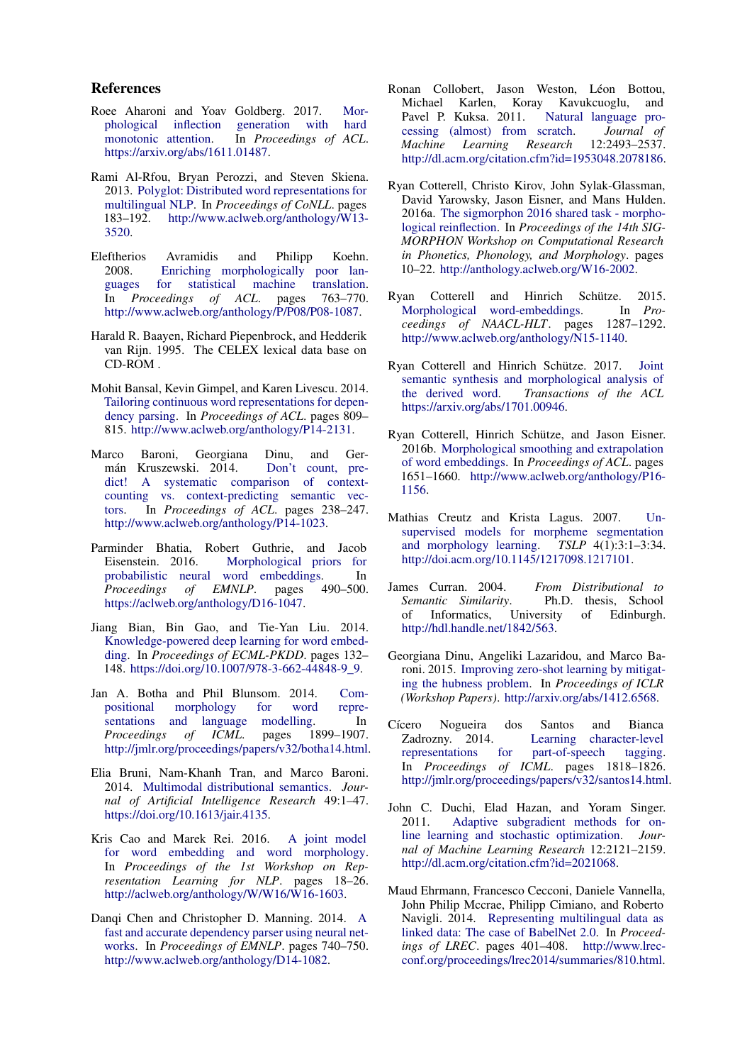## References

Roee Aharoni and Yoav Goldberg. 2017. Morphological inflection generation with hard monotonic attention. In *Proceedings of ACL*. https://arxiv.org/abs/1611.01487.

Rami Al-Rfou, Bryan Perozzi, and Steven Skiena. 2013. Polyglot: Distributed word representations for multilingual NLP. In *Proceedings of CoNLL*. pages 183–192. http://www.aclweb.org/anthology/W13-3520.

Eleftherios Avramidis and Philipp Koehn. 2008. Enriching morphologically poor languages for statistical machine translation. In *Proceedings of ACL*. pages 763–770. http://www.aclweb.org/anthology/P/P08/P08-1087.

Harald R. Baayen, Richard Piepenbrock, and Hedderik van Rijn. 1995. The CELEX lexical data base on CD-ROM .

Mohit Bansal, Kevin Gimpel, and Karen Livescu. 2014. Tailoring continuous word representations for dependency parsing. In *Proceedings of ACL*. pages 809–815. http://www.aclweb.org/anthology/P14-2131.

Marco Baroni, Georgiana Dinu, and Germán Kruszewski. 2014. Don't count, predict! A systematic comparison of context-counting vs. context-predicting semantic vectors. In *Proceedings of ACL*. pages 238–247. http://www.aclweb.org/anthology/P14-1023.

Parminder Bhatia, Robert Guthrie, and Jacob Eisenstein. 2016. Morphological priors for probabilistic neural word embeddings. In *Proceedings of EMNLP*. pages 490–500. https://aclweb.org/anthology/D16-1047.

Jiang Bian, Bin Gao, and Tie-Yan Liu. 2014. Knowledge-powered deep learning for word embedding. In *Proceedings of ECML-PKDD*. pages 132–148. https://doi.org/10.1007/978-3-662-44848-9_9.

Jan A. Botha and Phil Blunsom. 2014. Compositional morphology for word representations and language modelling. In *Proceedings of ICML*. pages 1899–1907. http://jmlr.org/proceedings/papers/v32/botha14.html.

Elia Bruni, Nam-Khanh Tran, and Marco Baroni. 2014. Multimodal distributional semantics. *Journal of Artificial Intelligence Research* 49:1–47. https://doi.org/10.1613/jair.4135.

Kris Cao and Marek Rei. 2016. A joint model for word embedding and word morphology. In *Proceedings of the 1st Workshop on Representation Learning for NLP*. pages 18–26. http://aclweb.org/anthology/W/W16/W16-1603.

Danqi Chen and Christopher D. Manning. 2014. A fast and accurate dependency parser using neural networks. In *Proceedings of EMNLP*. pages 740–750. http://www.aclweb.org/anthology/D14-1082.

Ronan Collobert, Jason Weston, Léon Bottou, Michael Karlen, Koray Kavukcuoglu, and Pavel P. Kuksa. 2011. Natural language processing (almost) from scratch. *Journal of Machine Learning Research* 12:2493–2537. http://dl.acm.org/citation.cfm?id=1953048.2078186.

Ryan Cotterell, Christo Kirov, John Sylak-Glassman, David Yarowsky, Jason Eisner, and Mans Hulden. 2016a. The sigmorphon 2016 shared task - morphological reinflection. In *Proceedings of the 14th SIGMORPHON Workshop on Computational Research in Phonetics, Phonology, and Morphology*. pages 10–22. http://anthology.aclweb.org/W16-2002.

Ryan Cotterell and Hinrich Schütze. 2015. Morphological word-embeddings. In *Proceedings of NAACL-HLT*. pages 1287–1292. http://www.aclweb.org/anthology/N15-1140.

Ryan Cotterell and Hinrich Schütze. 2017. Joint semantic synthesis and morphological analysis of the derived word. *Transactions of the ACL* https://arxiv.org/abs/1701.00946.

Ryan Cotterell, Hinrich Schütze, and Jason Eisner. 2016b. Morphological smoothing and extrapolation of word embeddings. In *Proceedings of ACL*. pages 1651–1660. http://www.aclweb.org/anthology/P16-1156.

Mathias Creutz and Krista Lagus. 2007. Unsupervised models for morpheme segmentation and morphology learning. *TSLP* 4(1):3:1–3:34. http://doi.acm.org/10.1145/1217098.1217101.

James Curran. 2004. *From Distributional to Semantic Similarity*. Ph.D. thesis, School of Informatics, University of Edinburgh. http://hdl.handle.net/1842/563.

Georgiana Dinu, Angeliki Lazaridou, and Marco Baroni. 2015. Improving zero-shot learning by mitigating the hubness problem. In *Proceedings of ICLR (Workshop Papers)*. http://arxiv.org/abs/1412.6568.

Cícero Nogueira dos Santos and Bianca Zadrozny. 2014. Learning character-level representations for part-of-speech tagging. In *Proceedings of ICML*. pages 1818–1826. http://jmlr.org/proceedings/papers/v32/santos14.html.

John C. Duchi, Elad Hazan, and Yoram Singer. 2011. Adaptive subgradient methods for online learning and stochastic optimization. *Journal of Machine Learning Research* 12:2121–2159. http://dl.acm.org/citation.cfm?id=2021068.

Maud Ehrmann, Francesco Cecconi, Daniele Vannella, John Philip Mccrae, Philipp Cimiano, and Roberto Navigli. 2014. Representing multilingual data as linked data: The case of BabelNet 2.0. In *Proceedings of LREC*. pages 401–408. http://www.lrec-conf.org/proceedings/lrec2014/summaries/810.html.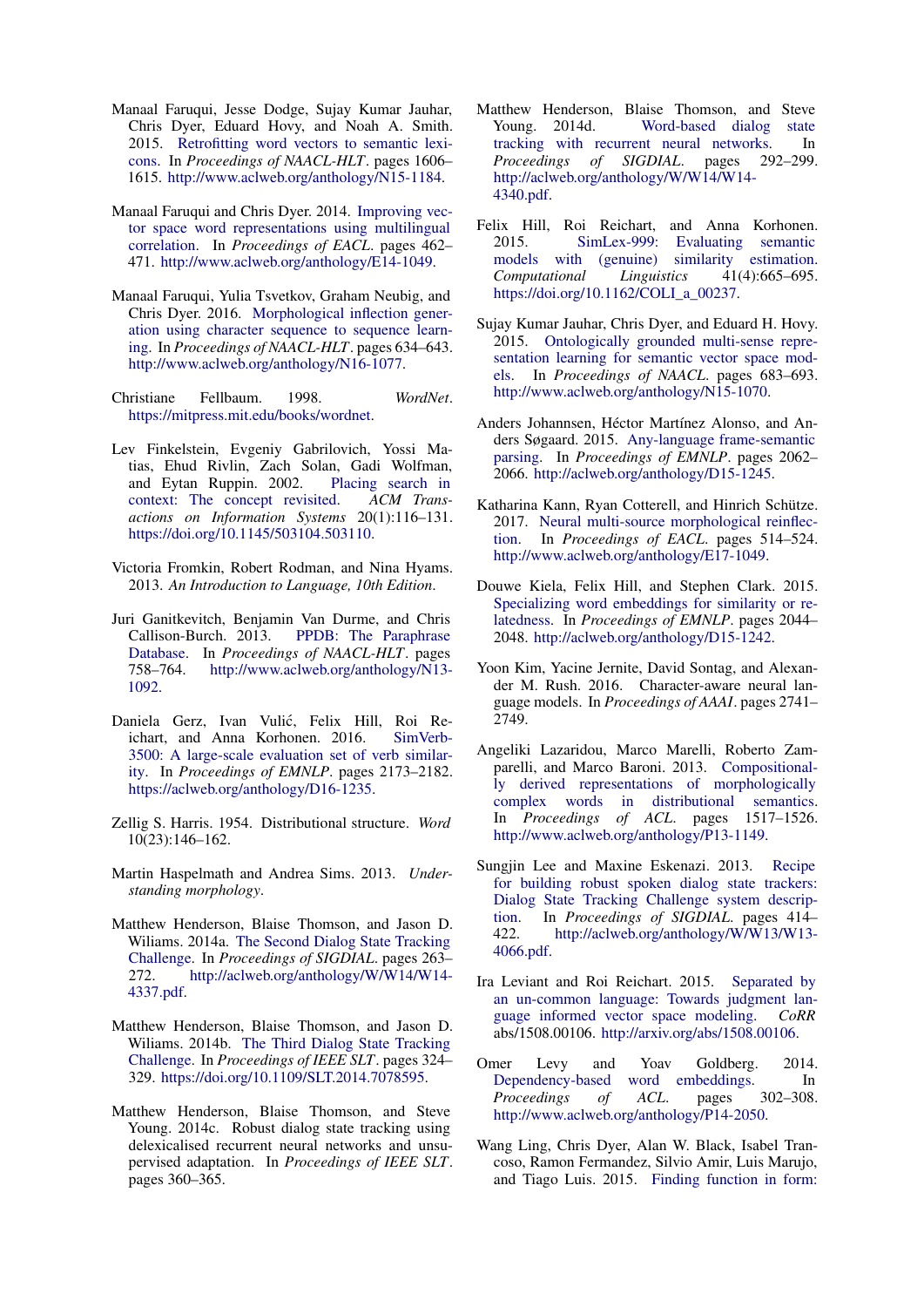Manaal Faruqui, Jesse Dodge, Sujay Kumar Jauhar, Chris Dyer, Eduard Hovy, and Noah A. Smith. 2015. Retrofitting word vectors to semantic lexicons. In *Proceedings of NAACL-HLT*. pages 1606–1615. http://www.aclweb.org/anthology/N15-1184.

Manaal Faruqui and Chris Dyer. 2014. Improving vector space word representations using multilingual correlation. In *Proceedings of EACL*. pages 462–471. http://www.aclweb.org/anthology/E14-1049.

Manaal Faruqui, Yulia Tsvetkov, Graham Neubig, and Chris Dyer. 2016. Morphological inflection generation using character sequence to sequence learning. In *Proceedings of NAACL-HLT*. pages 634–643. http://www.aclweb.org/anthology/N16-1077.

Christiane Fellbaum. 1998. *WordNet*. https://mitpress.mit.edu/books/wordnet.

Lev Finkelstein, Evgeniy Gabrilovich, Yossi Matias, Ehud Rivlin, Zach Solan, Gadi Wolfman, and Eytan Ruppin. 2002. Placing search in context: The concept revisited. *ACM Transactions on Information Systems* 20(1):116–131. https://doi.org/10.1145/503104.503110.

Victoria Fromkin, Robert Rodman, and Nina Hyams. 2013. *An Introduction to Language, 10th Edition*.

Juri Ganitkevitch, Benjamin Van Durme, and Chris Callison-Burch. 2013. PPDB: The Paraphrase Database. In *Proceedings of NAACL-HLT*. pages 758–764. http://www.aclweb.org/anthology/N13-1092.

Daniela Gerz, Ivan Vulić, Felix Hill, Roi Reichart, and Anna Korhonen. 2016. SimVerb-3500: A large-scale evaluation set of verb similarity. In *Proceedings of EMNLP*. pages 2173–2182. https://aclweb.org/anthology/D16-1235.

Zellig S. Harris. 1954. Distributional structure. *Word* 10(23):146–162.

Martin Haspelmath and Andrea Sims. 2013. *Understanding morphology*.

Matthew Henderson, Blaise Thomson, and Jason D. Wiliams. 2014a. The Second Dialog State Tracking Challenge. In *Proceedings of SIGDIAL*. pages 263–272. http://aclweb.org/anthology/W/W14/W14-4337.pdf.

Matthew Henderson, Blaise Thomson, and Jason D. Wiliams. 2014b. The Third Dialog State Tracking Challenge. In *Proceedings of IEEE SLT*. pages 324–329. https://doi.org/10.1109/SLT.2014.7078595.

Matthew Henderson, Blaise Thomson, and Steve Young. 2014c. Robust dialog state tracking using delexicalised recurrent neural networks and unsupervised adaptation. In *Proceedings of IEEE SLT*. pages 360–365.

Matthew Henderson, Blaise Thomson, and Steve Young. 2014d. Word-based dialog state tracking with recurrent neural networks. In *Proceedings of SIGDIAL*. pages 292–299. http://aclweb.org/anthology/W/W14/W14-4340.pdf.

Felix Hill, Roi Reichart, and Anna Korhonen. 2015. SimLex-999: Evaluating semantic models with (genuine) similarity estimation. *Computational Linguistics* 41(4):665–695. https://doi.org/10.1162/COLI_a_00237.

Sujay Kumar Jauhar, Chris Dyer, and Eduard H. Hovy. 2015. Ontologically grounded multi-sense representation learning for semantic vector space models. In *Proceedings of NAACL*. pages 683–693. http://www.aclweb.org/anthology/N15-1070.

Anders Johannsen, Héctor Martínez Alonso, and Anders Søgaard. 2015. Any-language frame-semantic parsing. In *Proceedings of EMNLP*. pages 2062–2066. http://aclweb.org/anthology/D15-1245.

Katharina Kann, Ryan Cotterell, and Hinrich Schütze. 2017. Neural multi-source morphological reinflection. In *Proceedings of EACL*. pages 514–524. http://www.aclweb.org/anthology/E17-1049.

Douwe Kiela, Felix Hill, and Stephen Clark. 2015. Specializing word embeddings for similarity or relatedness. In *Proceedings of EMNLP*. pages 2044–2048. http://aclweb.org/anthology/D15-1242.

Yoon Kim, Yacine Jernite, David Sontag, and Alexander M. Rush. 2016. Character-aware neural language models. In *Proceedings of AAAI*. pages 2741–2749.

Angeliki Lazaridou, Marco Marelli, Roberto Zamparelli, and Marco Baroni. 2013. Compositional-ly derived representations of morphologically complex words in distributional semantics. In *Proceedings of ACL*. pages 1517–1526. http://www.aclweb.org/anthology/P13-1149.

Sungjin Lee and Maxine Eskenazi. 2013. Recipe for building robust spoken dialog state trackers: Dialog State Tracking Challenge system description. In *Proceedings of SIGDIAL*. pages 414–422. http://aclweb.org/anthology/W/W13/W13-4066.pdf.

Ira Leviant and Roi Reichart. 2015. Separated by an un-common language: Towards judgment language informed vector space modeling. *CoRR* abs/1508.00106. http://arxiv.org/abs/1508.00106.

Omer Levy and Yoav Goldberg. 2014. Dependency-based word embeddings. In *Proceedings of ACL*. pages 302–308. http://www.aclweb.org/anthology/P14-2050.

Wang Ling, Chris Dyer, Alan W. Black, Isabel Trancoso, Ramon Fermandez, Silvio Amir, Luis Marujo, and Tiago Luis. 2015. Finding function in form: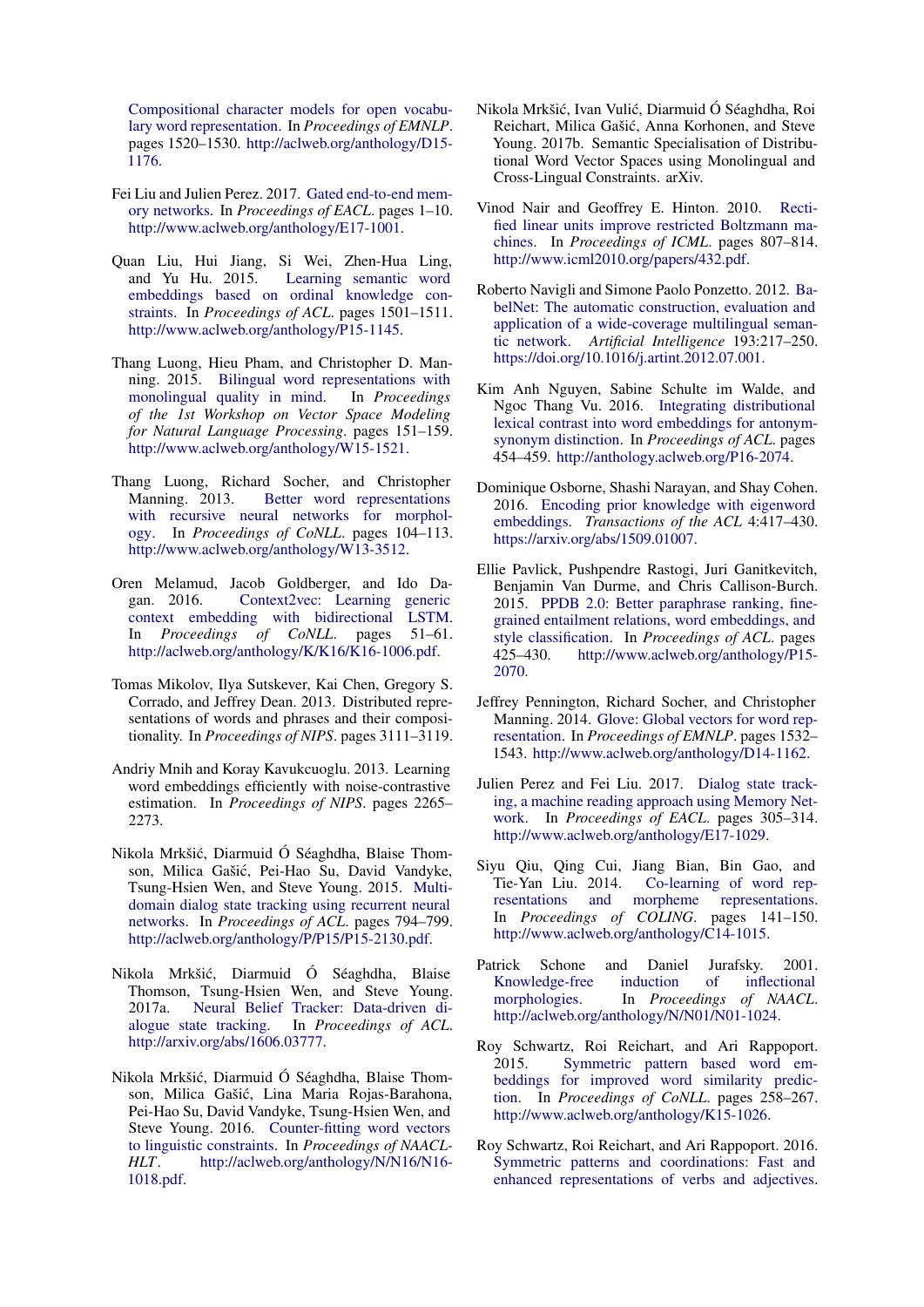Compositional character models for open vocabulary word representation. In *Proceedings of EMNLP*. pages 1520–1530. http://aclweb.org/anthology/D15-1176.

Fei Liu and Julien Perez. 2017. Gated end-to-end memory networks. In *Proceedings of EACL*. pages 1–10. http://www.aclweb.org/anthology/E17-1001.

Quan Liu, Hui Jiang, Si Wei, Zhen-Hua Ling, and Yu Hu. 2015. Learning semantic word embeddings based on ordinal knowledge constraints. In *Proceedings of ACL*. pages 1501–1511. http://www.aclweb.org/anthology/P15-1145.

Thang Luong, Hieu Pham, and Christopher D. Manning. 2015. Bilingual word representations with monolingual quality in mind. In *Proceedings of the 1st Workshop on Vector Space Modeling for Natural Language Processing*. pages 151–159. http://www.aclweb.org/anthology/W15-1521.

Thang Luong, Richard Socher, and Christopher Manning. 2013. Better word representations with recursive neural networks for morphology. In *Proceedings of CoNLL*. pages 104–113. http://www.aclweb.org/anthology/W13-3512.

Oren Melamud, Jacob Goldberger, and Ido Dagan. 2016. Context2vec: Learning generic context embedding with bidirectional LSTM. In *Proceedings of CoNLL*. pages 51–61. http://aclweb.org/anthology/K/K16/K16-1006.pdf.

Tomas Mikolov, Ilya Sutskever, Kai Chen, Gregory S. Corrado, and Jeffrey Dean. 2013. Distributed representations of words and phrases and their compositionality. In *Proceedings of NIPS*. pages 3111–3119.

Andriy Mnih and Koray Kavukcuoglu. 2013. Learning word embeddings efficiently with noise-contrastive estimation. In *Proceedings of NIPS*. pages 2265–2273.

Nikola Mrkšić, Diarmuid Ó Séaghdha, Blaise Thomson, Milica Gašić, Pei-Hao Su, David Vandyke, Tsung-Hsien Wen, and Steve Young. 2015. Multi-domain dialog state tracking using recurrent neural networks. In *Proceedings of ACL*. pages 794–799. http://aclweb.org/anthology/P/P15/P15-2130.pdf.

Nikola Mrkšić, Diarmuid Ó Séaghdha, Blaise Thomson, Tsung-Hsien Wen, and Steve Young. 2017a. Neural Belief Tracker: Data-driven dialogue state tracking. In *Proceedings of ACL*. http://arxiv.org/abs/1606.03777.

Nikola Mrkšić, Diarmuid Ó Séaghdha, Blaise Thomson, Milica Gašić, Lina Maria Rojas-Barahona, Pei-Hao Su, David Vandyke, Tsung-Hsien Wen, and Steve Young. 2016. Counter-fitting word vectors to linguistic constraints. In *Proceedings of NAACL-HLT*. http://aclweb.org/anthology/N/N16/N16-1018.pdf.

Nikola Mrkšić, Ivan Vulić, Diarmuid Ó Séaghdha, Roi Reichart, Milica Gašić, Anna Korhonen, and Steve Young. 2017b. Semantic Specialisation of Distributional Word Vector Spaces using Monolingual and Cross-Lingual Constraints. arXiv.

Vinod Nair and Geoffrey E. Hinton. 2010. Rectified linear units improve restricted Boltzmann machines. In *Proceedings of ICML*. pages 807–814. http://www.icml2010.org/papers/432.pdf.

Roberto Navigli and Simone Paolo Ponzetto. 2012. BabelNet: The automatic construction, evaluation and application of a wide-coverage multilingual semantic network. *Artificial Intelligence* 193:217–250. https://doi.org/10.1016/j.artint.2012.07.001.

Kim Anh Nguyen, Sabine Schulte im Walde, and Ngoc Thang Vu. 2016. Integrating distributional lexical contrast into word embeddings for antonym-synonym distinction. In *Proceedings of ACL*. pages 454–459. http://anthology.aclweb.org/P16-2074.

Dominique Osborne, Shashi Narayan, and Shay Cohen. 2016. Encoding prior knowledge with eigenword embeddings. *Transactions of the ACL* 4:417–430. https://arxiv.org/abs/1509.01007.

Ellie Pavlick, Pushpendre Rastogi, Juri Ganitkevitch, Benjamin Van Durme, and Chris Callison-Burch. 2015. PPDB 2.0: Better paraphrase ranking, fine-grained entailment relations, word embeddings, and style classification. In *Proceedings of ACL*. pages 425–430. http://www.aclweb.org/anthology/P15-2070.

Jeffrey Pennington, Richard Socher, and Christopher Manning. 2014. Glove: Global vectors for word representation. In *Proceedings of EMNLP*. pages 1532–1543. http://www.aclweb.org/anthology/D14-1162.

Julien Perez and Fei Liu. 2017. Dialog state tracking, a machine reading approach using Memory Network. In *Proceedings of EACL*. pages 305–314. http://www.aclweb.org/anthology/E17-1029.

Siyu Qiu, Qing Cui, Jiang Bian, Bin Gao, and Tie-Yan Liu. 2014. Co-learning of word representations and morpheme representations. In *Proceedings of COLING*. pages 141–150. http://www.aclweb.org/anthology/C14-1015.

Patrick Schone and Daniel Jurafsky. 2001. Knowledge-free induction of inflectional morphologies. In *Proceedings of NAACL*. http://aclweb.org/anthology/N/N01/N01-1024.

Roy Schwartz, Roi Reichart, and Ari Rappoport. 2015. Symmetric pattern based word embeddings for improved word similarity prediction. In *Proceedings of CoNLL*. pages 258–267. http://www.aclweb.org/anthology/K15-1026.

Roy Schwartz, Roi Reichart, and Ari Rappoport. 2016. Symmetric patterns and coordinations: Fast and enhanced representations of verbs and adjectives.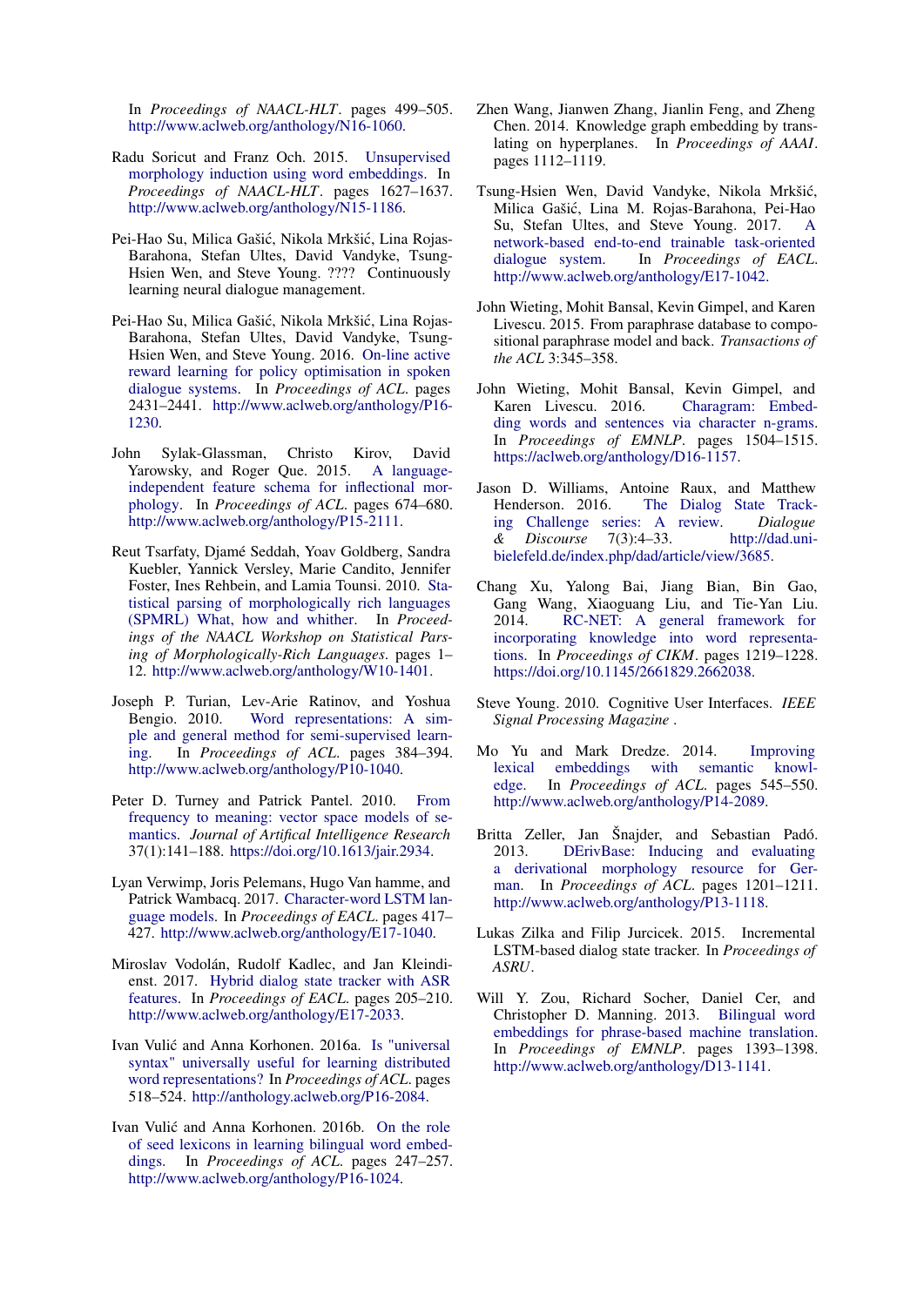In *Proceedings of NAACL-HLT*. pages 499–505. http://www.aclweb.org/anthology/N16-1060.

Radu Soricut and Franz Och. 2015. Unsupervised morphology induction using word embeddings. In *Proceedings of NAACL-HLT*. pages 1627–1637. http://www.aclweb.org/anthology/N15-1186.

Pei-Hao Su, Milica Gašić, Nikola Mrkšić, Lina Rojas-Barahona, Stefan Ultes, David Vandyke, Tsung-Hsien Wen, and Steve Young. ???? Continuously learning neural dialogue management.

Pei-Hao Su, Milica Gašić, Nikola Mrkšić, Lina Rojas-Barahona, Stefan Ultes, David Vandyke, Tsung-Hsien Wen, and Steve Young. 2016. On-line active reward learning for policy optimisation in spoken dialogue systems. In *Proceedings of ACL*. pages 2431–2441. http://www.aclweb.org/anthology/P16-1230.

John Sylak-Glassman, Christo Kirov, David Yarowsky, and Roger Que. 2015. A language-independent feature schema for inflectional morphology. In *Proceedings of ACL*. pages 674–680. http://www.aclweb.org/anthology/P15-2111.

Reut Tsarfaty, Djamé Seddah, Yoav Goldberg, Sandra Kuebler, Yannick Versley, Marie Candito, Jennifer Foster, Ines Rehbein, and Lamia Tounsi. 2010. Statistical parsing of morphologically rich languages (SPMRL) What, how and whither. In *Proceedings of the NAACL Workshop on Statistical Parsing of Morphologically-Rich Languages*. pages 1–12. http://www.aclweb.org/anthology/W10-1401.

Joseph P. Turian, Lev-Arie Ratinov, and Yoshua Bengio. 2010. Word representations: A simple and general method for semi-supervised learning. In *Proceedings of ACL*. pages 384–394. http://www.aclweb.org/anthology/P10-1040.

Peter D. Turney and Patrick Pantel. 2010. From frequency to meaning: vector space models of semantics. *Journal of Artifical Intelligence Research* 37(1):141–188. https://doi.org/10.1613/jair.2934.

Lyan Verwimp, Joris Pelemans, Hugo Van hamme, and Patrick Wambacq. 2017. Character-word LSTM language models. In *Proceedings of EACL*. pages 417–427. http://www.aclweb.org/anthology/E17-1040.

Miroslav Vodolán, Rudolf Kadlec, and Jan Kleindienst. 2017. Hybrid dialog state tracker with ASR features. In *Proceedings of EACL*. pages 205–210. http://www.aclweb.org/anthology/E17-2033.

Ivan Vulić and Anna Korhonen. 2016a. Is "universal syntax" universally useful for learning distributed word representations? In *Proceedings of ACL*. pages 518–524. http://anthology.aclweb.org/P16-2084.

Ivan Vulić and Anna Korhonen. 2016b. On the role of seed lexicons in learning bilingual word embeddings. In *Proceedings of ACL*. pages 247–257. http://www.aclweb.org/anthology/P16-1024.

Zhen Wang, Jianwen Zhang, Jianlin Feng, and Zheng Chen. 2014. Knowledge graph embedding by translating on hyperplanes. In *Proceedings of AAAI*. pages 1112–1119.

Tsung-Hsien Wen, David Vandyke, Nikola Mrkšić, Milica Gašić, Lina M. Rojas-Barahona, Pei-Hao Su, Stefan Ultes, and Steve Young. 2017. A network-based end-to-end trainable task-oriented dialogue system. In *Proceedings of EACL*. http://www.aclweb.org/anthology/E17-1042.

John Wieting, Mohit Bansal, Kevin Gimpel, and Karen Livescu. 2015. From paraphrase database to compositional paraphrase model and back. *Transactions of the ACL* 3:345–358.

John Wieting, Mohit Bansal, Kevin Gimpel, and Karen Livescu. 2016. Charagram: Embedding words and sentences via character n-grams. In *Proceedings of EMNLP*. pages 1504–1515. https://aclweb.org/anthology/D16-1157.

Jason D. Williams, Antoine Raux, and Matthew Henderson. 2016. The Dialog State Tracking Challenge series: A review. *Dialogue & Discourse* 7(3):4–33. http://dad.uni-bielefeld.de/index.php/dad/article/view/3685.

Chang Xu, Yalong Bai, Jiang Bian, Bin Gao, Gang Wang, Xiaoguang Liu, and Tie-Yan Liu. 2014. RC-NET: A general framework for incorporating knowledge into word representations. In *Proceedings of CIKM*. pages 1219–1228. https://doi.org/10.1145/2661829.2662038.

Steve Young. 2010. Cognitive User Interfaces. *IEEE Signal Processing Magazine* .

Mo Yu and Mark Dredze. 2014. Improving lexical embeddings with semantic knowledge. In *Proceedings of ACL*. pages 545–550. http://www.aclweb.org/anthology/P14-2089.

Britta Zeller, Jan Šnajder, and Sebastian Padó. 2013. DErivBase: Inducing and evaluating a derivational morphology resource for German. In *Proceedings of ACL*. pages 1201–1211. http://www.aclweb.org/anthology/P13-1118.

Lukas Zilka and Filip Jurcicek. 2015. Incremental LSTM-based dialog state tracker. In *Proceedings of ASRU*.

Will Y. Zou, Richard Socher, Daniel Cer, and Christopher D. Manning. 2013. Bilingual word embeddings for phrase-based machine translation. In *Proceedings of EMNLP*. pages 1393–1398. http://www.aclweb.org/anthology/D13-1141.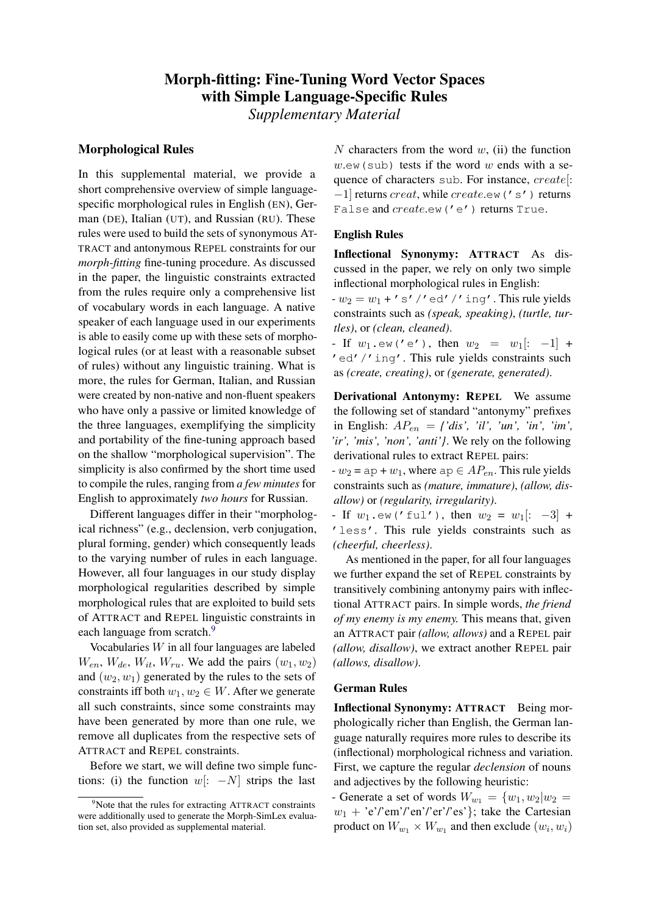# Morph-fitting: Fine-Tuning Word Vector Spaces with Simple Language-Specific Rules

*Supplementary Material*

## Morphological Rules

In this supplemental material, we provide a short comprehensive overview of simple language-specific morphological rules in English (EN), German (DE), Italian (UT), and Russian (RU). These rules were used to build the sets of synonymous ATTRACT and antonymous REPEL constraints for our *morph-fitting* fine-tuning procedure. As discussed in the paper, the linguistic constraints extracted from the rules require only a comprehensive list of vocabulary words in each language. A native speaker of each language used in our experiments is able to easily come up with these sets of morphological rules (or at least with a reasonable subset of rules) without any linguistic training. What is more, the rules for German, Italian, and Russian were created by non-native and non-fluent speakers who have only a passive or limited knowledge of the three languages, exemplifying the simplicity and portability of the fine-tuning approach based on the shallow "morphological supervision". The simplicity is also confirmed by the short time used to compile the rules, ranging from *a few minutes* for English to approximately *two hours* for Russian.

Different languages differ in their "morphological richness" (e.g., declension, verb conjugation, plural forming, gender) which consequently leads to the varying number of rules in each language. However, all four languages in our study display morphological regularities described by simple morphological rules that are exploited to build sets of ATTRACT and REPEL linguistic constraints in each language from scratch.[9]

Vocabularies $W$ in all four languages are labeled $W_{en}$, $W_{de}$, $W_{it}$, $W_{ru}$. We add the pairs $(w_1, w_2)$ and $(w_2, w_1)$ generated by the rules to the sets of constraints iff both $w_1, w_2 \in W$. After we generate all such constraints, since some constraints may have been generated by more than one rule, we remove all duplicates from the respective sets of ATTRACT and REPEL constraints.

Before we start, we will define two simple functions: (i) the function $w[: -N]$ strips the last $N$ characters from the word $w$, (ii) the function $w$`.ew(sub)` tests if the word $w$ ends with a sequence of characters `sub`. For instance, $create[: -1]$ returns $creat$, while $create$`.ew('s')` returns `False` and $create$`.ew('e')` returns `True`.

[9] Note that the rules for extracting ATTRACT constraints were additionally used to generate the Morph-SimLex evaluation set, also provided as supplemental material.

### English Rules

**Inflectional Synonymy: ATTRACT** As discussed in the paper, we rely on only two simple inflectional morphological rules in English:

- $w_2 = w_1$ + `'s'`/`'ed'`/`'ing'`. This rule yields constraints such as *(speak, speaking)*, *(turtle, turtles)*, or *(clean, cleaned)*.
- If $w_1$`.ew('e')`, then $w_2 = w_1[: -1]$ + `'ed'`/`'ing'`. This rule yields constraints such as *(create, creating)*, or *(generate, generated)*.

**Derivational Antonymy: REPEL** We assume the following set of standard "antonymy" prefixes in English: $AP_{en}$ = *{'dis', 'il', 'un', 'in', 'im', 'ir', 'mis', 'non', 'anti'}*. We rely on the following derivational rules to extract REPEL pairs:

- $w_2$ = `ap` + $w_1$, where `ap` $\in AP_{en}$. This rule yields constraints such as *(mature, immature)*, *(allow, disallow)* or *(regularity, irregularity)*.
- If $w_1$`.ew('ful')`, then $w_2 = w_1[: -3]$ + `'less'`. This rule yields constraints such as *(cheerful, cheerless)*.

As mentioned in the paper, for all four languages we further expand the set of REPEL constraints by transitively combining antonymy pairs with inflectional ATTRACT pairs. In simple words, *the friend of my enemy is my enemy.* This means that, given an ATTRACT pair *(allow, allows)* and a REPEL pair *(allow, disallow)*, we extract another REPEL pair *(allows, disallow)*.

### German Rules

**Inflectional Synonymy: ATTRACT** Being morphologically richer than English, the German language naturally requires more rules to describe its (inflectional) morphological richness and variation. First, we capture the regular *declension* of nouns and adjectives by the following heuristic:

- Generate a set of words $W_{w_1} = \{w_1, w_2 | w_2 = w_1$ + 'e'/'em'/'en'/'er'/'es'$\}$; take the Cartesian product on $W_{w_1} \times W_{w_1}$ and then exclude $(w_i, w_i)$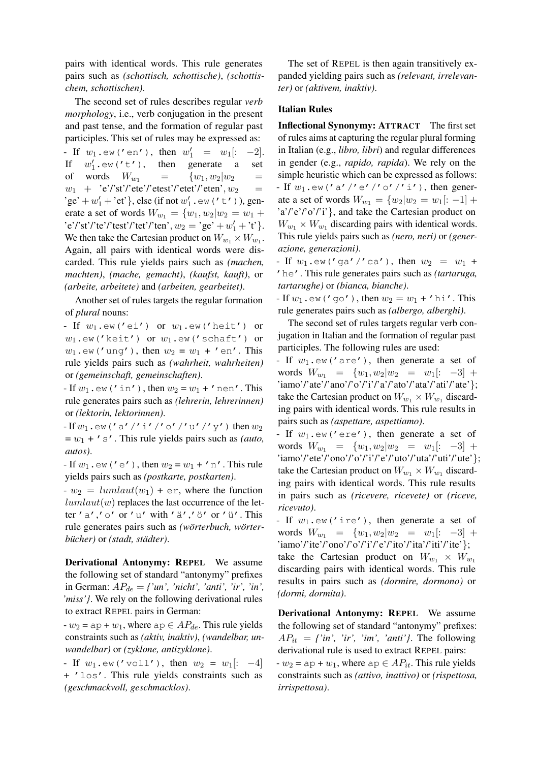pairs with identical words. This rule generates pairs such as *(schottisch, schottische)*, *(schottischem, schottischen)*.

The second set of rules describes regular *verb morphology*, i.e., verb conjugation in the present and past tense, and the formation of regular past participles. This set of rules may be expressed as:

- If $w_1$`.ew('en')`, then $w_1' = w_1[: -2]$. If $w_1'$`.ew('t')`, then generate a set of words $W_{w_1} = \{w_1, w_2 | w_2 = w_1 + \text{'e'/'st'/'ete'/'etest'/'etet'/'eten'}, w_2 = \text{'ge'} + w_1' + \text{'et'}\}$, else (if not $w_1'$`.ew('t')`), generate a set of words $W_{w_1} = \{w_1, w_2 | w_2 = w_1 + \text{'e'/'st'/'te'/'test'/'tet'/'ten'}, w_2 = \text{'ge'} + w_1' + \text{'t'}\}$. We then take the Cartesian product on $W_{w_1} \times W_{w_1}$. Again, all pairs with identical words were discarded. This rule yields pairs such as *(machen, machten)*, *(mache, gemacht)*, *(kaufst, kauft)*, or *(arbeite, arbeitete)* and *(arbeiten, gearbeitet)*.

Another set of rules targets the regular formation of *plural* nouns:

- If $w_1$`.ew('ei')` or $w_1$`.ew('heit')` or $w_1$`.ew('keit')` or $w_1$`.ew('schaft')` or $w_1$`.ew('ung')`, then $w_2 = w_1 +$ `'en'`. This rule yields pairs such as *(wahrheit, wahrheiten)* or *(gemeinschaft, gemeinschaften)*.
- If $w_1$`.ew('in')`, then $w_2 = w_1 +$ `'nen'`. This rule generates pairs such as *(lehrerin, lehrerinnen)* or *(lektorin, lektorinnen)*.
- If $w_1$`.ew('a'/'i'/'o'/'u'/'y')` then $w_2 = w_1 +$ `'s'`. This rule yields pairs such as *(auto, autos)*.
- If $w_1$`.ew('e')`, then $w_2 = w_1 +$ `'n'`. This rule yields pairs such as *(postkarte, postkarten)*.
- $w_2 = lumlaut(w_1) +$ `er`, where the function $lumlaut(w)$ replaces the last occurrence of the letter `'a'`,`'o'` or `'u'` with `'ä'`,`'ö'` or `'ü'`. This rule generates pairs such as *(wörterbuch, wörterbücher)* or *(stadt, städter)*.

**Derivational Antonymy: REPEL** We assume the following set of standard "antonymy" prefixes in German: $AP_{de}$ = *{'un', 'nicht', 'anti', 'ir', 'in', 'miss'}*. We rely on the following derivational rules to extract REPEL pairs in German:

- $w_2$ = `ap` + $w_1$, where `ap` $\in AP_{de}$. This rule yields constraints such as *(aktiv, inaktiv)*, *(wandelbar, unwandelbar)* or *(zyklone, antizyklone)*.
- If $w_1$`.ew('voll')`, then $w_2 = w_1[: -4]$ + `'los'`. This rule yields constraints such as *(geschmackvoll, geschmacklos)*.

The set of REPEL is then again transitively expanded yielding pairs such as *(relevant, irrelevanter)* or *(aktivem, inaktiv)*.

### Italian Rules

**Inflectional Synonymy: ATTRACT** The first set of rules aims at capturing the regular plural forming in Italian (e.g., *libro, libri*) and regular differences in gender (e.g., *rapido, rapida*). We rely on the simple heuristic which can be expressed as follows:

- If $w_1$`.ew('a'/'e'/'o'/'i')`, then generate a set of words $W_{w_1} = \{w_2 | w_2 = w_1[: -1] + \text{'a'/'e'/'o'/'i'}\}$, and take the Cartesian product on $W_{w_1} \times W_{w_1}$ discarding pairs with identical words. This rule yields pairs such as *(nero, neri)* or *(generazione, generazioni)*.
- If $w_1$`.ew('ga'/'ca')`, then $w_2 = w_1 +$ `'he'`. This rule generates pairs such as *(tartaruga, tartarughe)* or *(bianca, bianche)*.
- If $w_1$`.ew('go')`, then $w_2 = w_1 +$ `'hi'`. This rule generates pairs such as *(albergo, alberghi)*.

The second set of rules targets regular verb conjugation in Italian and the formation of regular past participles. The following rules are used:

- If $w_1$`.ew('are')`, then generate a set of words $W_{w_1} = \{w_1, w_2 | w_2 = w_1[: -3] + \text{'iamo'/'ate'/'ano'/'o'/'i'/'a'/'ato'/'ata'/'ati'/'ate'}\}$; take the Cartesian product on $W_{w_1} \times W_{w_1}$ discarding pairs with identical words. This rule results in pairs such as *(aspettare, aspettiamo)*.
- If $w_1$`.ew('ere')`, then generate a set of words $W_{w_1} = \{w_1, w_2 | w_2 = w_1[: -3] + \text{'iamo'/'ete'/'ono'/'o'/'i'/'e'/'uto'/'uta'/'uti'/'ute'}\}$; take the Cartesian product on $W_{w_1} \times W_{w_1}$ discarding pairs with identical words. This rule results in pairs such as *(ricevere, ricevete)* or *(riceve, ricevuto)*.
- If $w_1$`.ew('ire')`, then generate a set of words $W_{w_1} = \{w_1, w_2 | w_2 = w_1[: -3] + \text{'iamo'/'ite'/'ono'/'o'/'i'/'e'/'ito'/'ita'/'iti'/'ite'}\}$; take the Cartesian product on $W_{w_1} \times W_{w_1}$ discarding pairs with identical words. This rule results in pairs such as *(dormire, dormono)* or *(dormi, dormita)*.

**Derivational Antonymy: REPEL** We assume the following set of standard "antonymy" prefixes: $AP_{it}$ = *{'in', 'ir', 'im', 'anti'}*. The following derivational rule is used to extract REPEL pairs:

- $w_2$ = `ap` + $w_1$, where `ap` $\in AP_{it}$. This rule yields constraints such as *(attivo, inattivo)* or *(rispettosa, irrispettosa)*.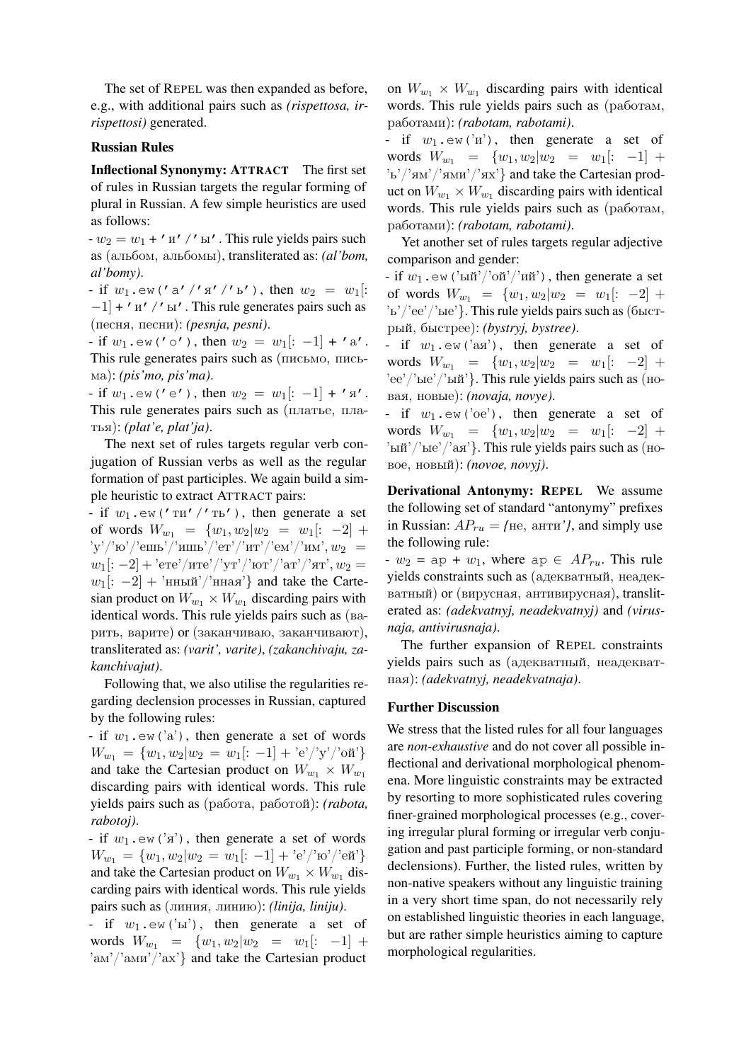The set of REPEL was then expanded as before, e.g., with additional pairs such as *(rispettosa, irrispettosi)* generated.

**Russian Rules**

**Inflectional Synonymy: ATTRACT** The first set of rules in Russian targets the regular forming of plural in Russian. A few simple heuristics are used as follows:

- $w_2 = w_1$ + 'и' / 'ы'. This rule yields pairs such as (альбом, альбомы), transliterated as: *(al'bom, al'bomy)*.

- if $w_1$.ew('а' / 'я' / 'ь'), then $w_2 = w_1[: -1]$ + 'и' / 'ы'. This rule generates pairs such as (песня, песни): *(pesnja, pesni)*.

- if $w_1$.ew('о'), then $w_2 = w_1[: -1]$ + 'а'. This rule generates pairs such as (письмо, письма): *(pis'mo, pis'ma)*.

- if $w_1$.ew('е'), then $w_2 = w_1[: -1]$ + 'я'. This rule generates pairs such as (платье, платья): *(plat'e, plat'ja)*.

The next set of rules targets regular verb conjugation of Russian verbs as well as the regular formation of past participles. We again build a simple heuristic to extract ATTRACT pairs:

- if $w_1$.ew('ти' / 'ть'), then generate a set of words $W_{w_1} = \{w_1, w_2 | w_2 = w_1[: -2]$ + 'у'/'ю'/'ешь'/'ишь'/'ет'/'ит'/'ем'/'им', $w_2 = w_1[: -2]$ + 'ете'/'ите'/'ут'/'ют'/'ат'/'ят', $w_2 = w_1[: -2]$ + 'нный'/'нная'$\}$ and take the Cartesian product on $W_{w_1} \times W_{w_1}$ discarding pairs with identical words. This rule yields pairs such as (варить, варите) or (заканчиваю, заканчивают), transliterated as: *(varit', varite)*, *(zakanchivaju, zakanchivajut)*.

Following that, we also utilise the regularities regarding declension processes in Russian, captured by the following rules:

- if $w_1$.ew('а'), then generate a set of words $W_{w_1} = \{w_1, w_2 | w_2 = w_1[: -1]$ + 'е'/'у'/'ой'$\}$ and take the Cartesian product on $W_{w_1} \times W_{w_1}$ discarding pairs with identical words. This rule yields pairs such as (работа, работой): *(rabota, rabotoj)*.

- if $w_1$.ew('я'), then generate a set of words $W_{w_1} = \{w_1, w_2 | w_2 = w_1[: -1]$ + 'е'/'ю'/'ей'$\}$ and take the Cartesian product on $W_{w_1} \times W_{w_1}$ discarding pairs with identical words. This rule yields pairs such as (линия, линию): *(linija, liniju)*.

- if $w_1$.ew('ы'), then generate a set of words $W_{w_1} = \{w_1, w_2 | w_2 = w_1[: -1]$ + 'ам'/'ами'/'ах'$\}$ and take the Cartesian product on $W_{w_1} \times W_{w_1}$ discarding pairs with identical words. This rule yields pairs such as (работам, работами): *(rabotam, rabotami)*.

- if $w_1$.ew('и'), then generate a set of words $W_{w_1} = \{w_1, w_2 | w_2 = w_1[: -1]$ + 'ь'/'ям'/'ями'/'ях'$\}$ and take the Cartesian product on $W_{w_1} \times W_{w_1}$ discarding pairs with identical words. This rule yields pairs such as (работам, работами): *(rabotam, rabotami)*.

Yet another set of rules targets regular adjective comparison and gender:

- if $w_1$.ew('ый'/'ой'/'ий'), then generate a set of words $W_{w_1} = \{w_1, w_2 | w_2 = w_1[: -2]$ + 'ь'/'ее'/'ые'$\}$. This rule yields pairs such as (быстрый, быстрее): *(bystryj, bystree)*.

- if $w_1$.ew('ая'), then generate a set of words $W_{w_1} = \{w_1, w_2 | w_2 = w_1[: -2]$ + 'ее'/'ые'/'ый'$\}$. This rule yields pairs such as (новая, новые): *(novaja, novye)*.

- if $w_1$.ew('ое'), then generate a set of words $W_{w_1} = \{w_1, w_2 | w_2 = w_1[: -2]$ + 'ый'/'ые'/'ая'$\}$. This rule yields pairs such as (новое, новый): *(novoe, novyj)*.

**Derivational Antonymy: REPEL** We assume the following set of standard "antonymy" prefixes in Russian: $AP_{ru}$ = *{*не, анти'*}*, and simply use the following rule:

- $w_2$ = ap + $w_1$, where ap $\in AP_{ru}$. This rule yields constraints such as (адекватный, неадекватный) or (вирусная, антивирусная), transliterated as: *(adekvatnyj, neadekvatnyj)* and *(virusnaja, antivirusnaja)*.

The further expansion of REPEL constraints yields pairs such as (адекватный, неадекватная): *(adekvatnyj, neadekvatnaja)*.

**Further Discussion**

We stress that the listed rules for all four languages are *non-exhaustive* and do not cover all possible inflectional and derivational morphological phenomena. More linguistic constraints may be extracted by resorting to more sophisticated rules covering finer-grained morphological processes (e.g., covering irregular plural forming or irregular verb conjugation and past participle forming, or non-standard declensions). Further, the listed rules, written by non-native speakers without any linguistic training in a very short time span, do not necessarily rely on established linguistic theories in each language, but are rather simple heuristics aiming to capture morphological regularities.